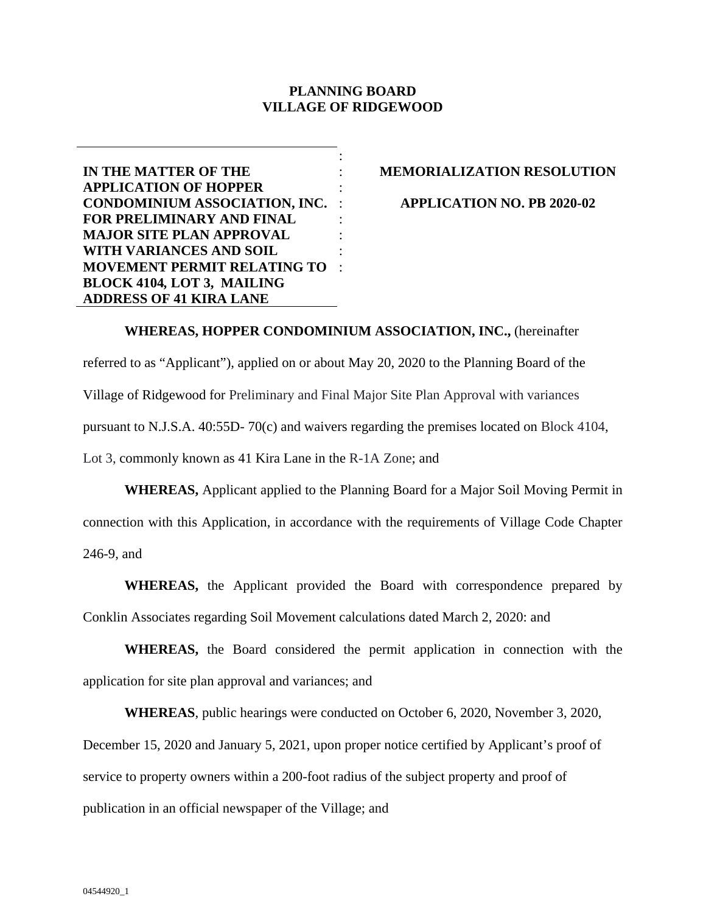**PLANNING BOARD**
**VILLAGE OF RIDGEWOOD**

| | |
|---|---|
| **IN THE MATTER OF THE APPLICATION OF HOPPER CONDOMINIUM ASSOCIATION, INC. FOR PRELIMINARY AND FINAL MAJOR SITE PLAN APPROVAL WITH VARIANCES AND SOIL MOVEMENT PERMIT RELATING TO BLOCK 4104, LOT 3, MAILING ADDRESS OF 41 KIRA LANE** | **MEMORIALIZATION RESOLUTION**<br><br>**APPLICATION NO. PB 2020-02** |

**WHEREAS, HOPPER CONDOMINIUM ASSOCIATION, INC.,** (hereinafter referred to as "Applicant"), applied on or about May 20, 2020 to the Planning Board of the Village of Ridgewood for Preliminary and Final Major Site Plan Approval with variances pursuant to N.J.S.A. 40:55D- 70(c) and waivers regarding the premises located on Block 4104, Lot 3, commonly known as 41 Kira Lane in the R-1A Zone; and

**WHEREAS,** Applicant applied to the Planning Board for a Major Soil Moving Permit in connection with this Application, in accordance with the requirements of Village Code Chapter 246-9, and

**WHEREAS,** the Applicant provided the Board with correspondence prepared by Conklin Associates regarding Soil Movement calculations dated March 2, 2020: and

**WHEREAS,** the Board considered the permit application in connection with the application for site plan approval and variances; and

**WHEREAS**, public hearings were conducted on October 6, 2020, November 3, 2020, December 15, 2020 and January 5, 2021, upon proper notice certified by Applicant's proof of service to property owners within a 200-foot radius of the subject property and proof of publication in an official newspaper of the Village; and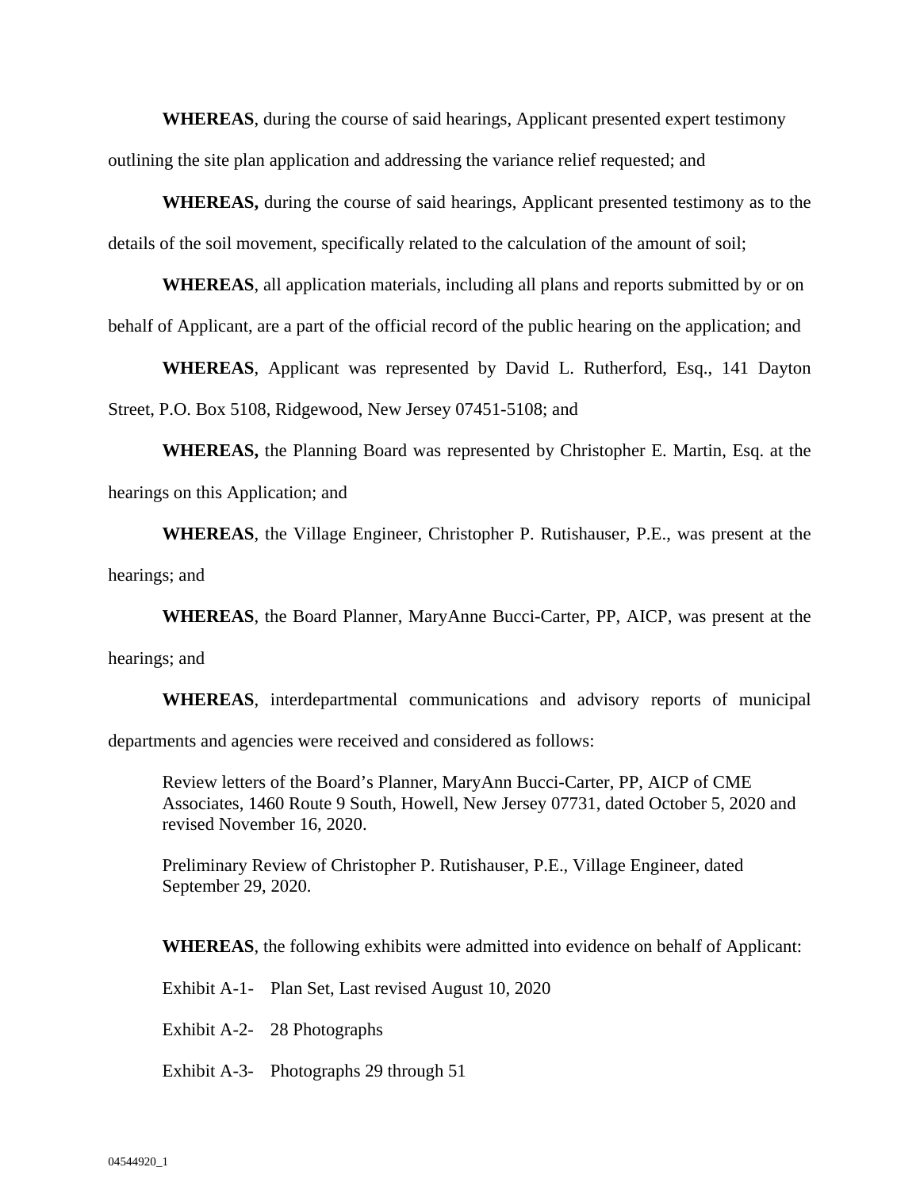**WHEREAS**, during the course of said hearings, Applicant presented expert testimony outlining the site plan application and addressing the variance relief requested; and

**WHEREAS,** during the course of said hearings, Applicant presented testimony as to the details of the soil movement, specifically related to the calculation of the amount of soil;

**WHEREAS**, all application materials, including all plans and reports submitted by or on behalf of Applicant, are a part of the official record of the public hearing on the application; and

**WHEREAS**, Applicant was represented by David L. Rutherford, Esq., 141 Dayton Street, P.O. Box 5108, Ridgewood, New Jersey 07451-5108; and

**WHEREAS,** the Planning Board was represented by Christopher E. Martin, Esq. at the hearings on this Application; and

**WHEREAS**, the Village Engineer, Christopher P. Rutishauser, P.E., was present at the hearings; and

**WHEREAS**, the Board Planner, MaryAnne Bucci-Carter, PP, AICP, was present at the hearings; and

**WHEREAS**, interdepartmental communications and advisory reports of municipal departments and agencies were received and considered as follows:

> Review letters of the Board's Planner, MaryAnn Bucci-Carter, PP, AICP of CME Associates, 1460 Route 9 South, Howell, New Jersey 07731, dated October 5, 2020 and revised November 16, 2020.
>
> Preliminary Review of Christopher P. Rutishauser, P.E., Village Engineer, dated September 29, 2020.

**WHEREAS**, the following exhibits were admitted into evidence on behalf of Applicant:

Exhibit A-1- Plan Set, Last revised August 10, 2020

Exhibit A-2- 28 Photographs

Exhibit A-3- Photographs 29 through 51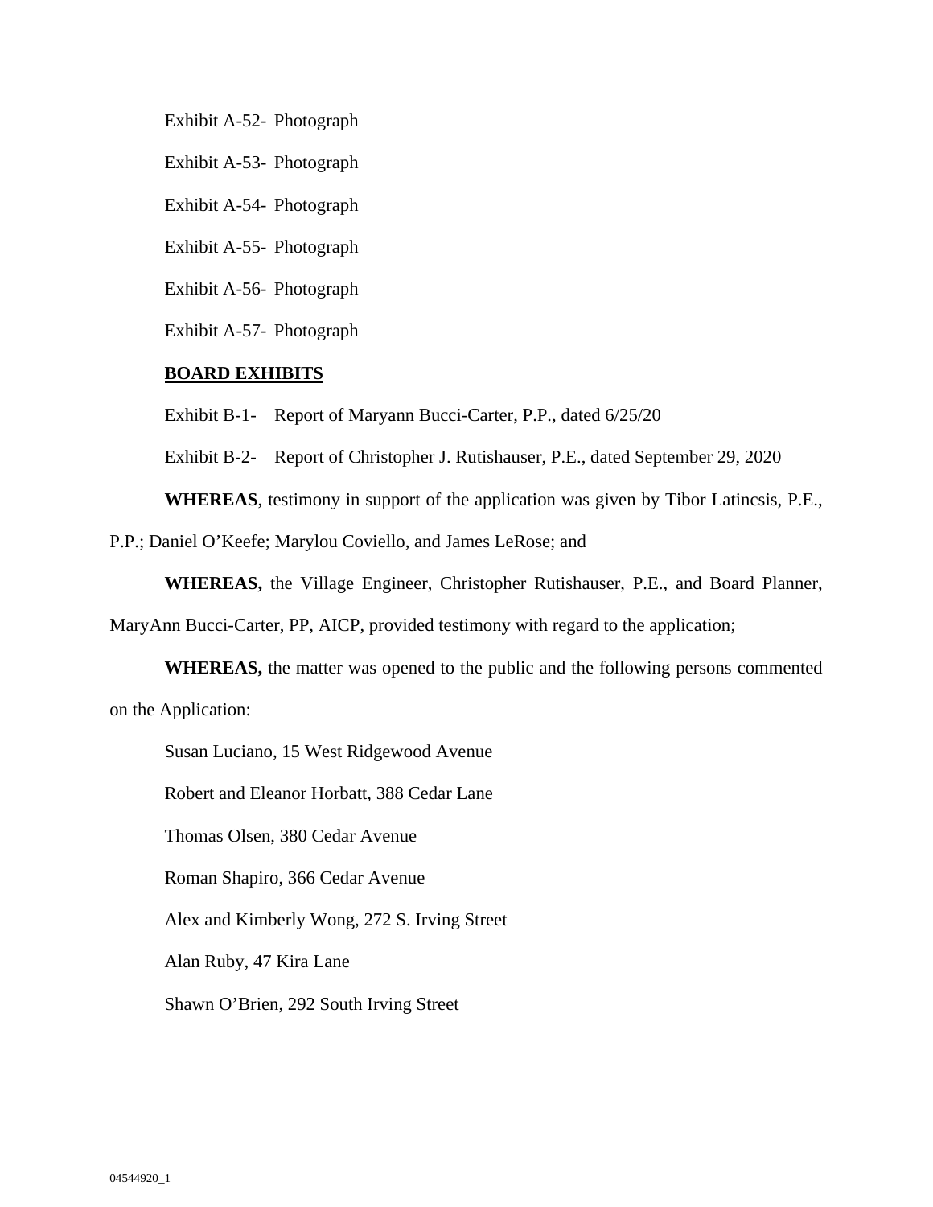Exhibit A-52- Photograph

Exhibit A-53- Photograph

Exhibit A-54- Photograph

Exhibit A-55- Photograph

Exhibit A-56- Photograph

Exhibit A-57- Photograph

**BOARD EXHIBITS**

Exhibit B-1- Report of Maryann Bucci-Carter, P.P., dated 6/25/20

Exhibit B-2- Report of Christopher J. Rutishauser, P.E., dated September 29, 2020

**WHEREAS**, testimony in support of the application was given by Tibor Latincsis, P.E., P.P.; Daniel O'Keefe; Marylou Coviello, and James LeRose; and

**WHEREAS,** the Village Engineer, Christopher Rutishauser, P.E., and Board Planner, MaryAnn Bucci-Carter, PP, AICP, provided testimony with regard to the application;

**WHEREAS,** the matter was opened to the public and the following persons commented on the Application:

Susan Luciano, 15 West Ridgewood Avenue

Robert and Eleanor Horbatt, 388 Cedar Lane

Thomas Olsen, 380 Cedar Avenue

Roman Shapiro, 366 Cedar Avenue

Alex and Kimberly Wong, 272 S. Irving Street

Alan Ruby, 47 Kira Lane

Shawn O'Brien, 292 South Irving Street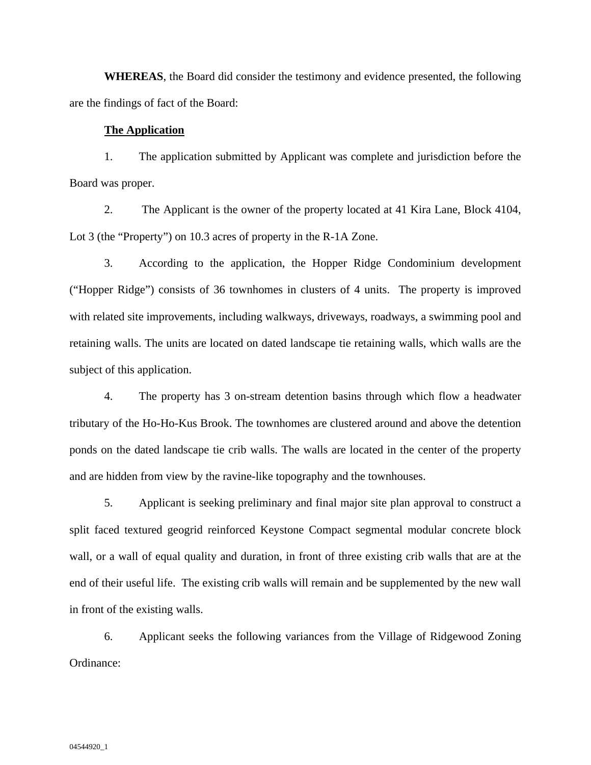**WHEREAS**, the Board did consider the testimony and evidence presented, the following are the findings of fact of the Board:

**The Application**

1. The application submitted by Applicant was complete and jurisdiction before the Board was proper.

2. The Applicant is the owner of the property located at 41 Kira Lane, Block 4104, Lot 3 (the "Property") on 10.3 acres of property in the R-1A Zone.

3. According to the application, the Hopper Ridge Condominium development ("Hopper Ridge") consists of 36 townhomes in clusters of 4 units. The property is improved with related site improvements, including walkways, driveways, roadways, a swimming pool and retaining walls. The units are located on dated landscape tie retaining walls, which walls are the subject of this application.

4. The property has 3 on-stream detention basins through which flow a headwater tributary of the Ho-Ho-Kus Brook. The townhomes are clustered around and above the detention ponds on the dated landscape tie crib walls. The walls are located in the center of the property and are hidden from view by the ravine-like topography and the townhouses.

5. Applicant is seeking preliminary and final major site plan approval to construct a split faced textured geogrid reinforced Keystone Compact segmental modular concrete block wall, or a wall of equal quality and duration, in front of three existing crib walls that are at the end of their useful life. The existing crib walls will remain and be supplemented by the new wall in front of the existing walls.

6. Applicant seeks the following variances from the Village of Ridgewood Zoning Ordinance: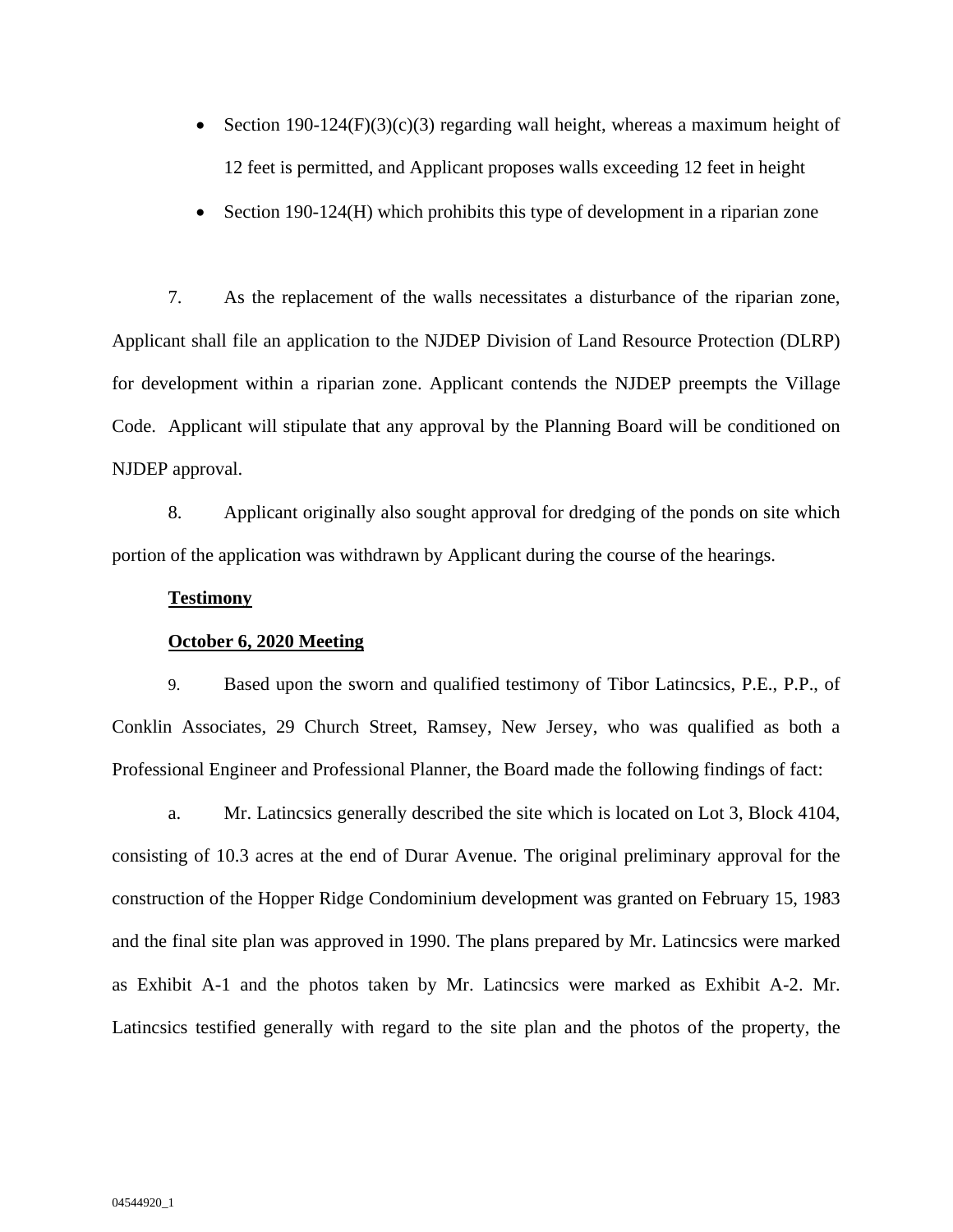- Section 190-124(F)(3)(c)(3) regarding wall height, whereas a maximum height of 12 feet is permitted, and Applicant proposes walls exceeding 12 feet in height
- Section 190-124(H) which prohibits this type of development in a riparian zone

7. As the replacement of the walls necessitates a disturbance of the riparian zone, Applicant shall file an application to the NJDEP Division of Land Resource Protection (DLRP) for development within a riparian zone. Applicant contends the NJDEP preempts the Village Code. Applicant will stipulate that any approval by the Planning Board will be conditioned on NJDEP approval.

8. Applicant originally also sought approval for dredging of the ponds on site which portion of the application was withdrawn by Applicant during the course of the hearings.

**Testimony**

**October 6, 2020 Meeting**

9. Based upon the sworn and qualified testimony of Tibor Latincsics, P.E., P.P., of Conklin Associates, 29 Church Street, Ramsey, New Jersey, who was qualified as both a Professional Engineer and Professional Planner, the Board made the following findings of fact:

a. Mr. Latincsics generally described the site which is located on Lot 3, Block 4104, consisting of 10.3 acres at the end of Durar Avenue. The original preliminary approval for the construction of the Hopper Ridge Condominium development was granted on February 15, 1983 and the final site plan was approved in 1990. The plans prepared by Mr. Latincsics were marked as Exhibit A-1 and the photos taken by Mr. Latincsics were marked as Exhibit A-2. Mr. Latincsics testified generally with regard to the site plan and the photos of the property, the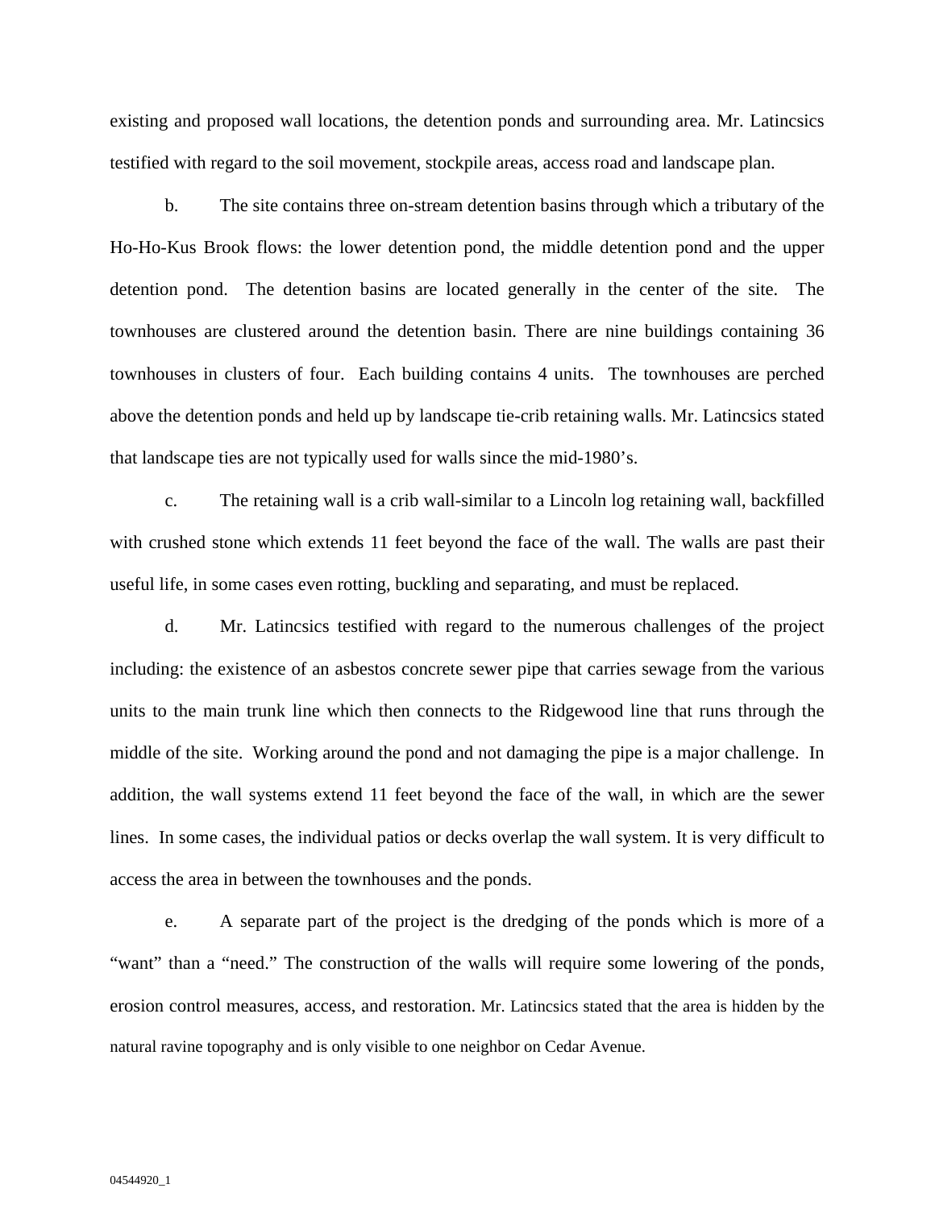existing and proposed wall locations, the detention ponds and surrounding area. Mr. Latincsics testified with regard to the soil movement, stockpile areas, access road and landscape plan.

b. The site contains three on-stream detention basins through which a tributary of the Ho-Ho-Kus Brook flows: the lower detention pond, the middle detention pond and the upper detention pond. The detention basins are located generally in the center of the site. The townhouses are clustered around the detention basin. There are nine buildings containing 36 townhouses in clusters of four. Each building contains 4 units. The townhouses are perched above the detention ponds and held up by landscape tie-crib retaining walls. Mr. Latincsics stated that landscape ties are not typically used for walls since the mid-1980's.

c. The retaining wall is a crib wall-similar to a Lincoln log retaining wall, backfilled with crushed stone which extends 11 feet beyond the face of the wall. The walls are past their useful life, in some cases even rotting, buckling and separating, and must be replaced.

d. Mr. Latincsics testified with regard to the numerous challenges of the project including: the existence of an asbestos concrete sewer pipe that carries sewage from the various units to the main trunk line which then connects to the Ridgewood line that runs through the middle of the site. Working around the pond and not damaging the pipe is a major challenge. In addition, the wall systems extend 11 feet beyond the face of the wall, in which are the sewer lines. In some cases, the individual patios or decks overlap the wall system. It is very difficult to access the area in between the townhouses and the ponds.

e. A separate part of the project is the dredging of the ponds which is more of a "want" than a "need." The construction of the walls will require some lowering of the ponds, erosion control measures, access, and restoration. Mr. Latincsics stated that the area is hidden by the natural ravine topography and is only visible to one neighbor on Cedar Avenue.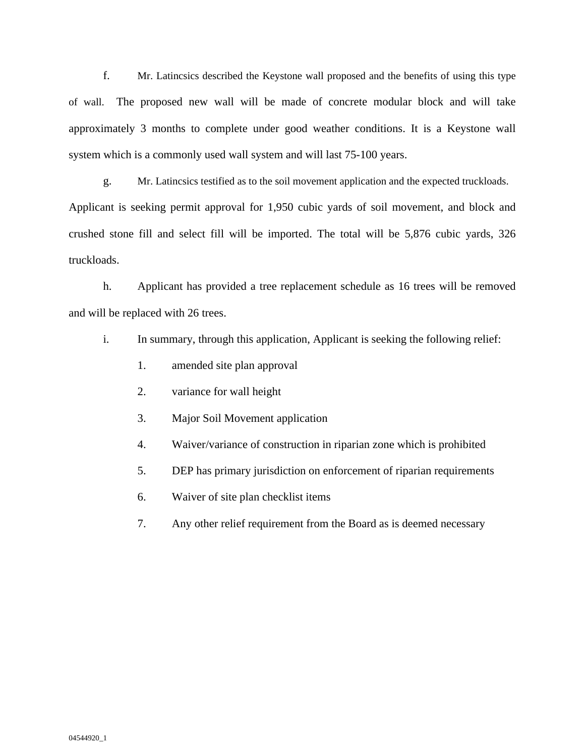f. Mr. Latincsics described the Keystone wall proposed and the benefits of using this type of wall. The proposed new wall will be made of concrete modular block and will take approximately 3 months to complete under good weather conditions. It is a Keystone wall system which is a commonly used wall system and will last 75-100 years.

g. Mr. Latincsics testified as to the soil movement application and the expected truckloads. Applicant is seeking permit approval for 1,950 cubic yards of soil movement, and block and crushed stone fill and select fill will be imported. The total will be 5,876 cubic yards, 326 truckloads.

h. Applicant has provided a tree replacement schedule as 16 trees will be removed and will be replaced with 26 trees.

i. In summary, through this application, Applicant is seeking the following relief:

1. amended site plan approval
2. variance for wall height
3. Major Soil Movement application
4. Waiver/variance of construction in riparian zone which is prohibited
5. DEP has primary jurisdiction on enforcement of riparian requirements
6. Waiver of site plan checklist items
7. Any other relief requirement from the Board as is deemed necessary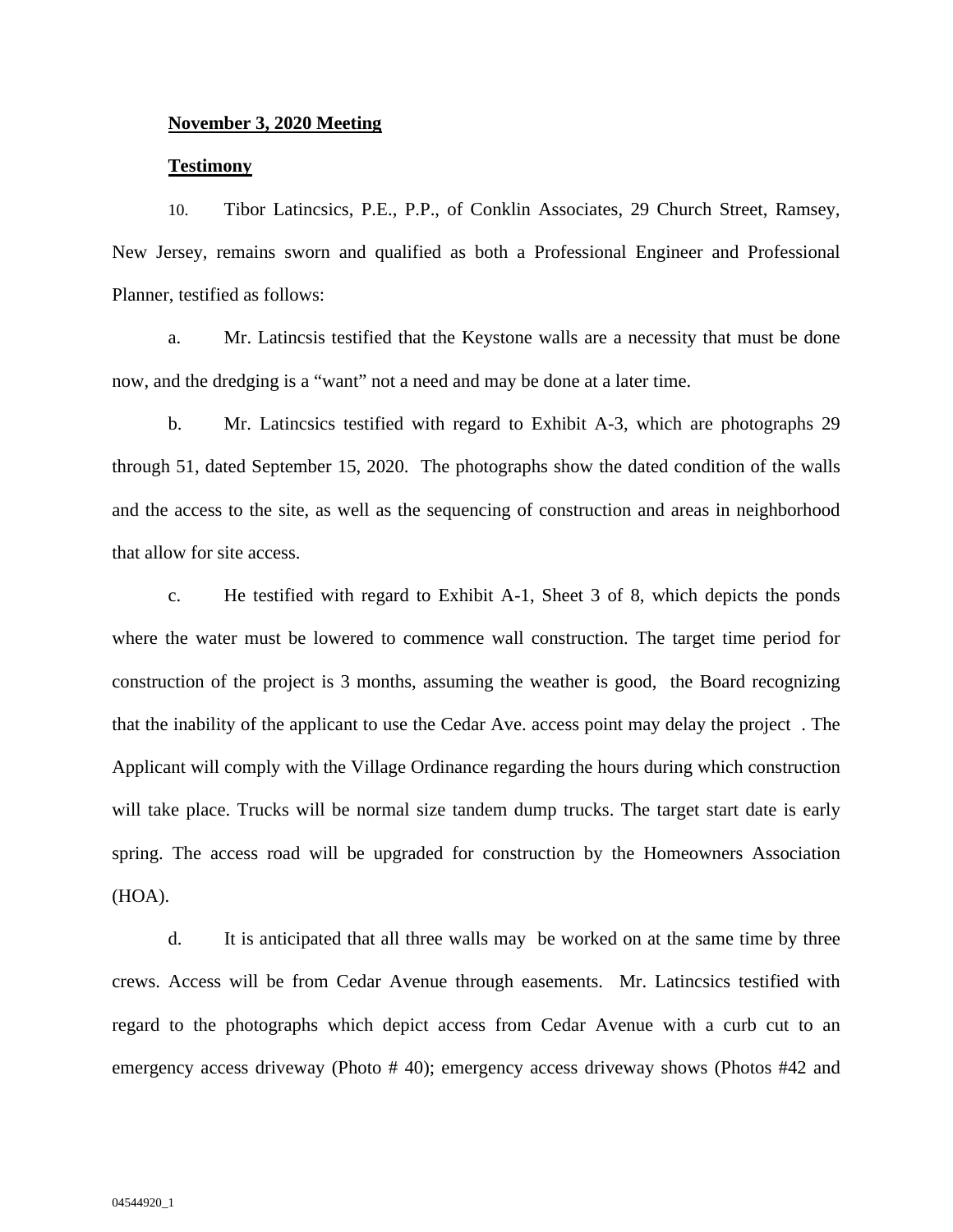**November 3, 2020 Meeting**

**Testimony**

10. Tibor Latincsics, P.E., P.P., of Conklin Associates, 29 Church Street, Ramsey, New Jersey, remains sworn and qualified as both a Professional Engineer and Professional Planner, testified as follows:

a. Mr. Latincsis testified that the Keystone walls are a necessity that must be done now, and the dredging is a "want" not a need and may be done at a later time.

b. Mr. Latincsics testified with regard to Exhibit A-3, which are photographs 29 through 51, dated September 15, 2020. The photographs show the dated condition of the walls and the access to the site, as well as the sequencing of construction and areas in neighborhood that allow for site access.

c. He testified with regard to Exhibit A-1, Sheet 3 of 8, which depicts the ponds where the water must be lowered to commence wall construction. The target time period for construction of the project is 3 months, assuming the weather is good, the Board recognizing that the inability of the applicant to use the Cedar Ave. access point may delay the project . The Applicant will comply with the Village Ordinance regarding the hours during which construction will take place. Trucks will be normal size tandem dump trucks. The target start date is early spring. The access road will be upgraded for construction by the Homeowners Association (HOA).

d. It is anticipated that all three walls may be worked on at the same time by three crews. Access will be from Cedar Avenue through easements. Mr. Latincsics testified with regard to the photographs which depict access from Cedar Avenue with a curb cut to an emergency access driveway (Photo # 40); emergency access driveway shows (Photos #42 and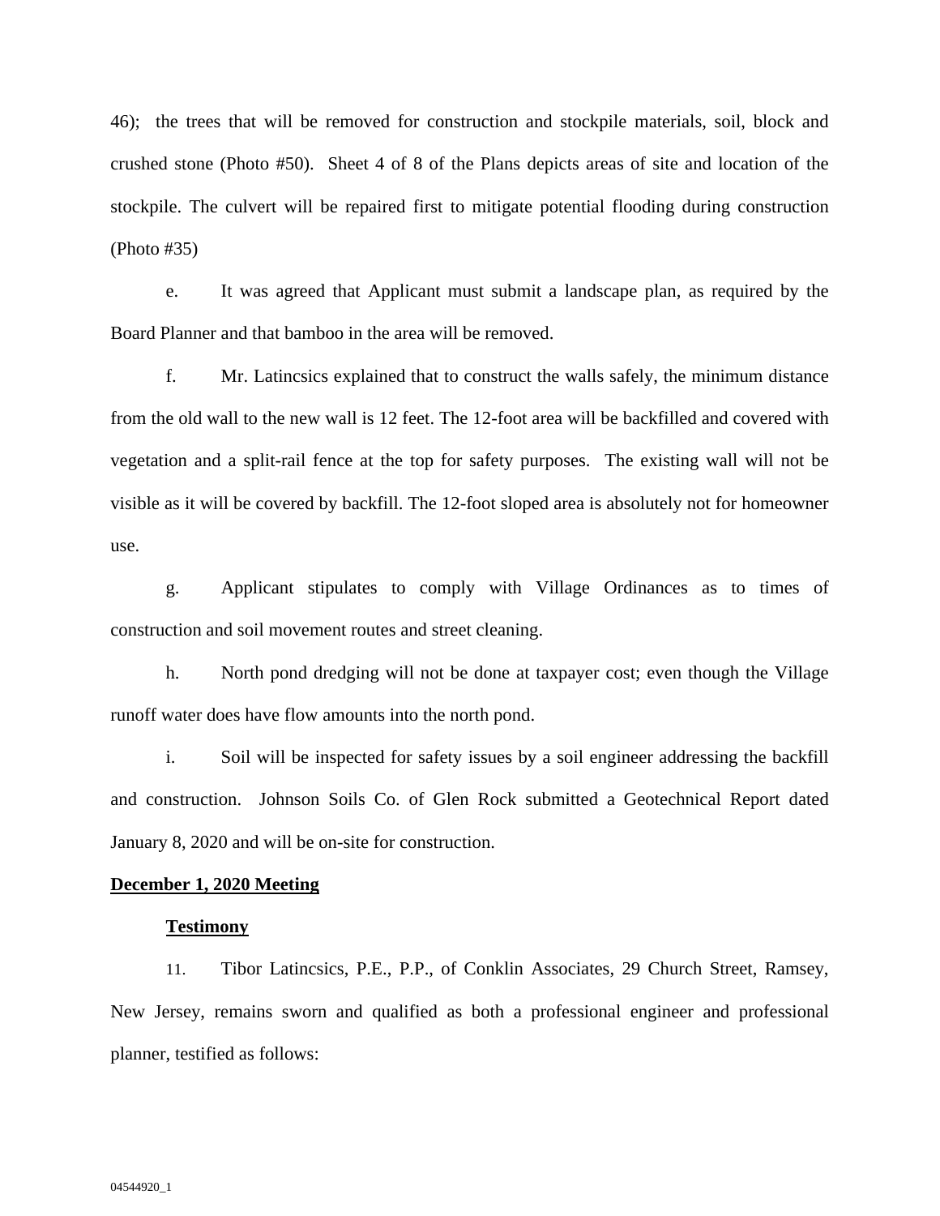46); the trees that will be removed for construction and stockpile materials, soil, block and crushed stone (Photo #50). Sheet 4 of 8 of the Plans depicts areas of site and location of the stockpile. The culvert will be repaired first to mitigate potential flooding during construction (Photo #35)

e. It was agreed that Applicant must submit a landscape plan, as required by the Board Planner and that bamboo in the area will be removed.

f. Mr. Latincsics explained that to construct the walls safely, the minimum distance from the old wall to the new wall is 12 feet. The 12-foot area will be backfilled and covered with vegetation and a split-rail fence at the top for safety purposes. The existing wall will not be visible as it will be covered by backfill. The 12-foot sloped area is absolutely not for homeowner use.

g. Applicant stipulates to comply with Village Ordinances as to times of construction and soil movement routes and street cleaning.

h. North pond dredging will not be done at taxpayer cost; even though the Village runoff water does have flow amounts into the north pond.

i. Soil will be inspected for safety issues by a soil engineer addressing the backfill and construction. Johnson Soils Co. of Glen Rock submitted a Geotechnical Report dated January 8, 2020 and will be on-site for construction.

**<u>December 1, 2020 Meeting</u>**

**<u>Testimony</u>**

11. Tibor Latincsics, P.E., P.P., of Conklin Associates, 29 Church Street, Ramsey, New Jersey, remains sworn and qualified as both a professional engineer and professional planner, testified as follows: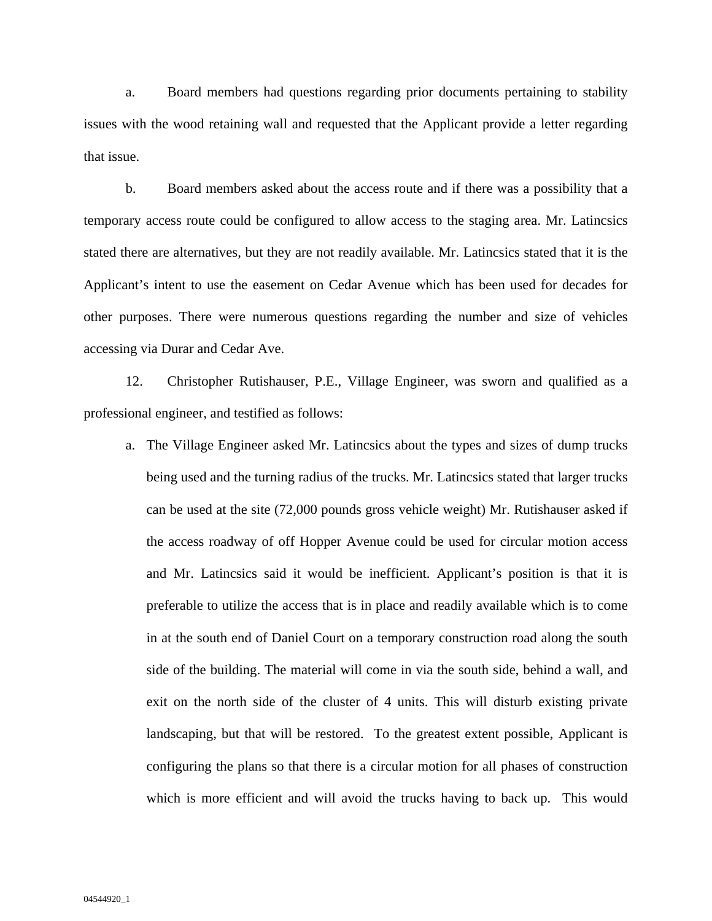a. Board members had questions regarding prior documents pertaining to stability issues with the wood retaining wall and requested that the Applicant provide a letter regarding that issue.

b. Board members asked about the access route and if there was a possibility that a temporary access route could be configured to allow access to the staging area. Mr. Latincsics stated there are alternatives, but they are not readily available. Mr. Latincsics stated that it is the Applicant's intent to use the easement on Cedar Avenue which has been used for decades for other purposes. There were numerous questions regarding the number and size of vehicles accessing via Durar and Cedar Ave.

12. Christopher Rutishauser, P.E., Village Engineer, was sworn and qualified as a professional engineer, and testified as follows:

a. The Village Engineer asked Mr. Latincsics about the types and sizes of dump trucks being used and the turning radius of the trucks. Mr. Latincsics stated that larger trucks can be used at the site (72,000 pounds gross vehicle weight) Mr. Rutishauser asked if the access roadway of off Hopper Avenue could be used for circular motion access and Mr. Latincsics said it would be inefficient. Applicant's position is that it is preferable to utilize the access that is in place and readily available which is to come in at the south end of Daniel Court on a temporary construction road along the south side of the building. The material will come in via the south side, behind a wall, and exit on the north side of the cluster of 4 units. This will disturb existing private landscaping, but that will be restored. To the greatest extent possible, Applicant is configuring the plans so that there is a circular motion for all phases of construction which is more efficient and will avoid the trucks having to back up. This would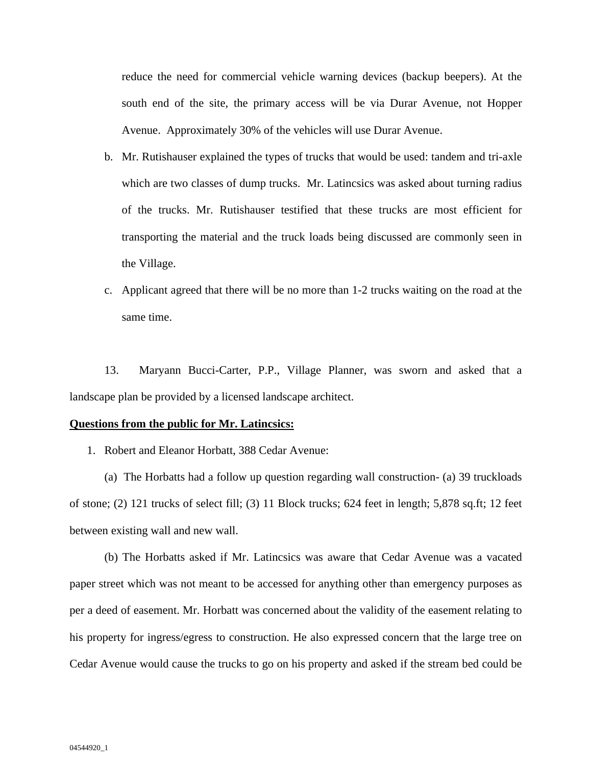reduce the need for commercial vehicle warning devices (backup beepers). At the south end of the site, the primary access will be via Durar Avenue, not Hopper Avenue. Approximately 30% of the vehicles will use Durar Avenue.

b. Mr. Rutishauser explained the types of trucks that would be used: tandem and tri-axle which are two classes of dump trucks. Mr. Latincsics was asked about turning radius of the trucks. Mr. Rutishauser testified that these trucks are most efficient for transporting the material and the truck loads being discussed are commonly seen in the Village.

c. Applicant agreed that there will be no more than 1-2 trucks waiting on the road at the same time.

13. Maryann Bucci-Carter, P.P., Village Planner, was sworn and asked that a landscape plan be provided by a licensed landscape architect.

**Questions from the public for Mr. Latincsics:**

1. Robert and Eleanor Horbatt, 388 Cedar Avenue:

(a) The Horbatts had a follow up question regarding wall construction- (a) 39 truckloads of stone; (2) 121 trucks of select fill; (3) 11 Block trucks; 624 feet in length; 5,878 sq.ft; 12 feet between existing wall and new wall.

(b) The Horbatts asked if Mr. Latincsics was aware that Cedar Avenue was a vacated paper street which was not meant to be accessed for anything other than emergency purposes as per a deed of easement. Mr. Horbatt was concerned about the validity of the easement relating to his property for ingress/egress to construction. He also expressed concern that the large tree on Cedar Avenue would cause the trucks to go on his property and asked if the stream bed could be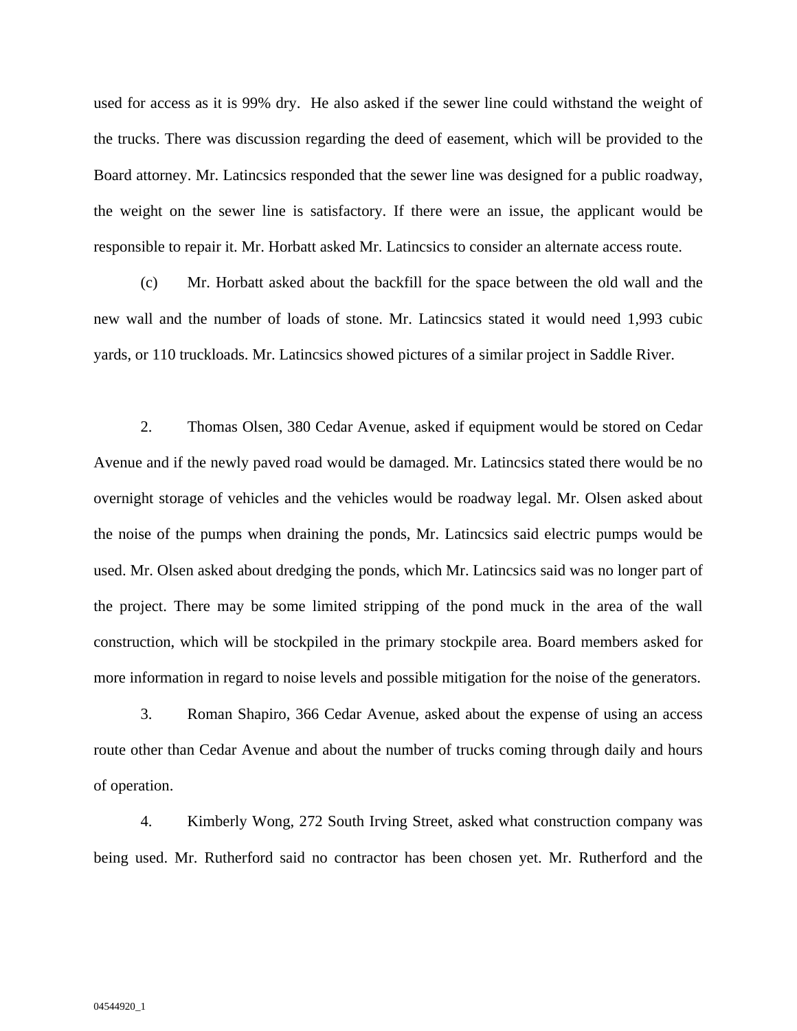used for access as it is 99% dry. He also asked if the sewer line could withstand the weight of the trucks. There was discussion regarding the deed of easement, which will be provided to the Board attorney. Mr. Latincsics responded that the sewer line was designed for a public roadway, the weight on the sewer line is satisfactory. If there were an issue, the applicant would be responsible to repair it. Mr. Horbatt asked Mr. Latincsics to consider an alternate access route.

(c) Mr. Horbatt asked about the backfill for the space between the old wall and the new wall and the number of loads of stone. Mr. Latincsics stated it would need 1,993 cubic yards, or 110 truckloads. Mr. Latincsics showed pictures of a similar project in Saddle River.

2. Thomas Olsen, 380 Cedar Avenue, asked if equipment would be stored on Cedar Avenue and if the newly paved road would be damaged. Mr. Latincsics stated there would be no overnight storage of vehicles and the vehicles would be roadway legal. Mr. Olsen asked about the noise of the pumps when draining the ponds, Mr. Latincsics said electric pumps would be used. Mr. Olsen asked about dredging the ponds, which Mr. Latincsics said was no longer part of the project. There may be some limited stripping of the pond muck in the area of the wall construction, which will be stockpiled in the primary stockpile area. Board members asked for more information in regard to noise levels and possible mitigation for the noise of the generators.

3. Roman Shapiro, 366 Cedar Avenue, asked about the expense of using an access route other than Cedar Avenue and about the number of trucks coming through daily and hours of operation.

4. Kimberly Wong, 272 South Irving Street, asked what construction company was being used. Mr. Rutherford said no contractor has been chosen yet. Mr. Rutherford and the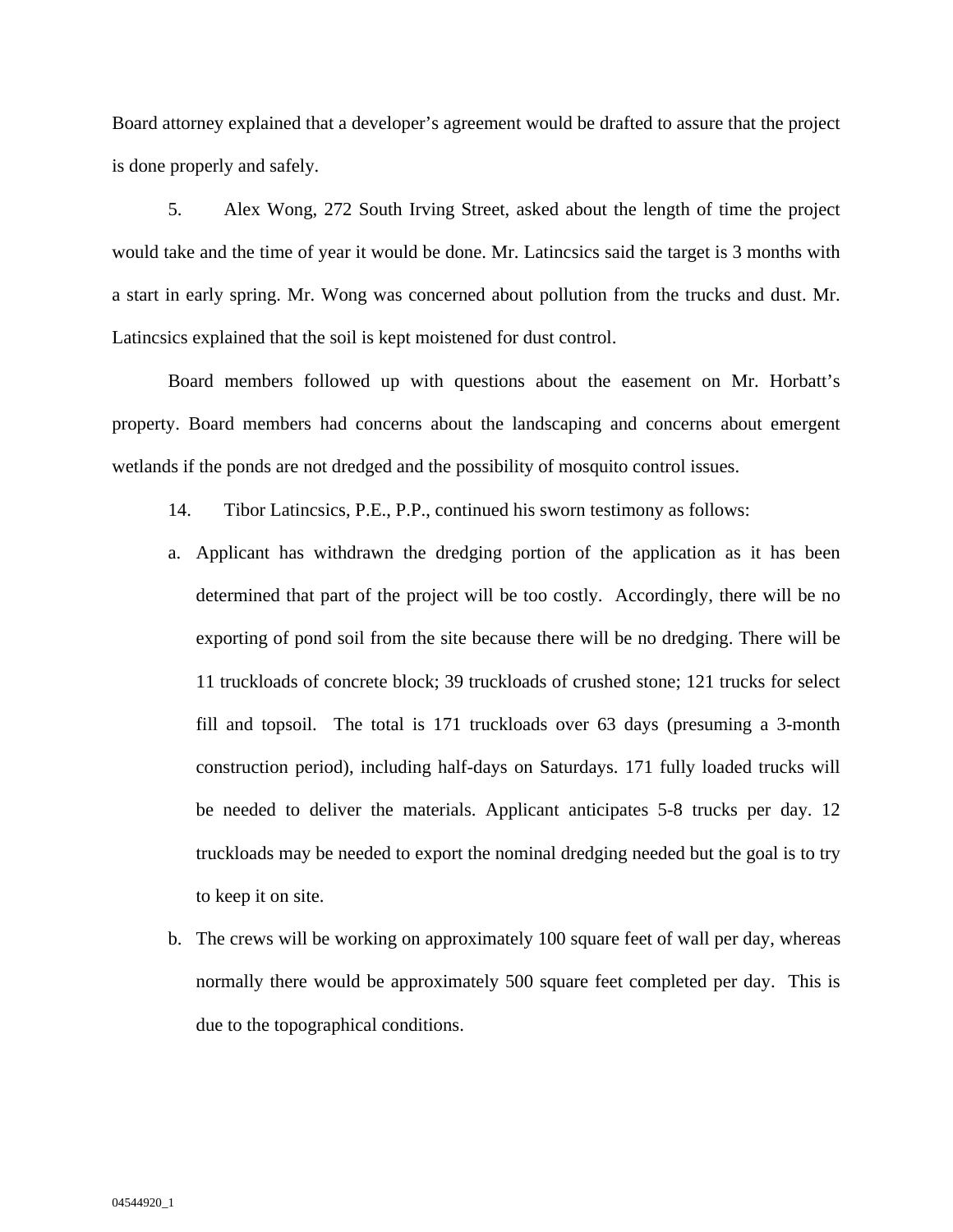Board attorney explained that a developer's agreement would be drafted to assure that the project is done properly and safely.

5. Alex Wong, 272 South Irving Street, asked about the length of time the project would take and the time of year it would be done. Mr. Latincsics said the target is 3 months with a start in early spring. Mr. Wong was concerned about pollution from the trucks and dust. Mr. Latincsics explained that the soil is kept moistened for dust control.

Board members followed up with questions about the easement on Mr. Horbatt's property. Board members had concerns about the landscaping and concerns about emergent wetlands if the ponds are not dredged and the possibility of mosquito control issues.

14. Tibor Latincsics, P.E., P.P., continued his sworn testimony as follows:

a. Applicant has withdrawn the dredging portion of the application as it has been determined that part of the project will be too costly. Accordingly, there will be no exporting of pond soil from the site because there will be no dredging. There will be 11 truckloads of concrete block; 39 truckloads of crushed stone; 121 trucks for select fill and topsoil. The total is 171 truckloads over 63 days (presuming a 3-month construction period), including half-days on Saturdays. 171 fully loaded trucks will be needed to deliver the materials. Applicant anticipates 5-8 trucks per day. 12 truckloads may be needed to export the nominal dredging needed but the goal is to try to keep it on site.

b. The crews will be working on approximately 100 square feet of wall per day, whereas normally there would be approximately 500 square feet completed per day. This is due to the topographical conditions.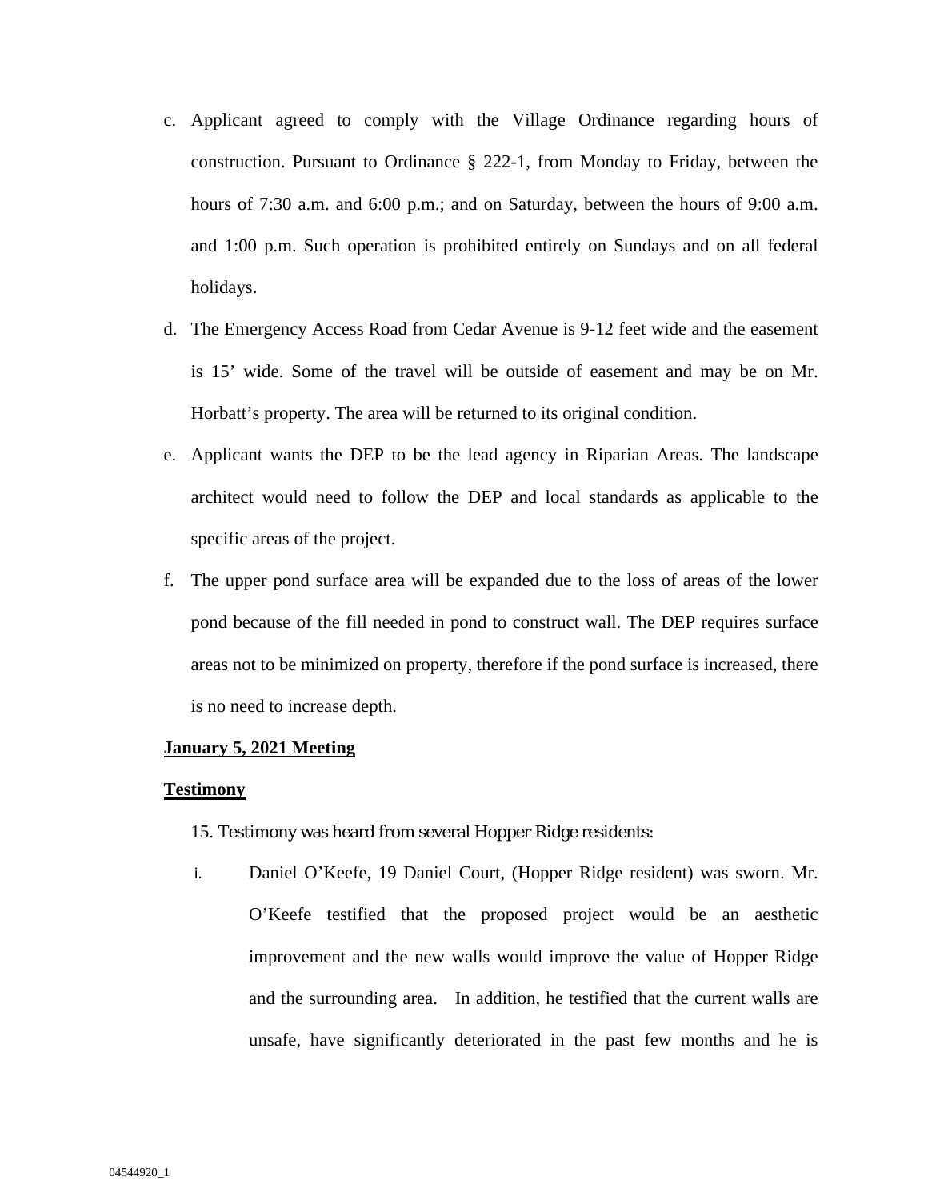c. Applicant agreed to comply with the Village Ordinance regarding hours of construction. Pursuant to Ordinance § 222-1, from Monday to Friday, between the hours of 7:30 a.m. and 6:00 p.m.; and on Saturday, between the hours of 9:00 a.m. and 1:00 p.m. Such operation is prohibited entirely on Sundays and on all federal holidays.

d. The Emergency Access Road from Cedar Avenue is 9-12 feet wide and the easement is 15' wide. Some of the travel will be outside of easement and may be on Mr. Horbatt's property. The area will be returned to its original condition.

e. Applicant wants the DEP to be the lead agency in Riparian Areas. The landscape architect would need to follow the DEP and local standards as applicable to the specific areas of the project.

f. The upper pond surface area will be expanded due to the loss of areas of the lower pond because of the fill needed in pond to construct wall. The DEP requires surface areas not to be minimized on property, therefore if the pond surface is increased, there is no need to increase depth.

**January 5, 2021 Meeting**

**Testimony**

15. Testimony was heard from several Hopper Ridge residents:

i. Daniel O'Keefe, 19 Daniel Court, (Hopper Ridge resident) was sworn. Mr. O'Keefe testified that the proposed project would be an aesthetic improvement and the new walls would improve the value of Hopper Ridge and the surrounding area. In addition, he testified that the current walls are unsafe, have significantly deteriorated in the past few months and he is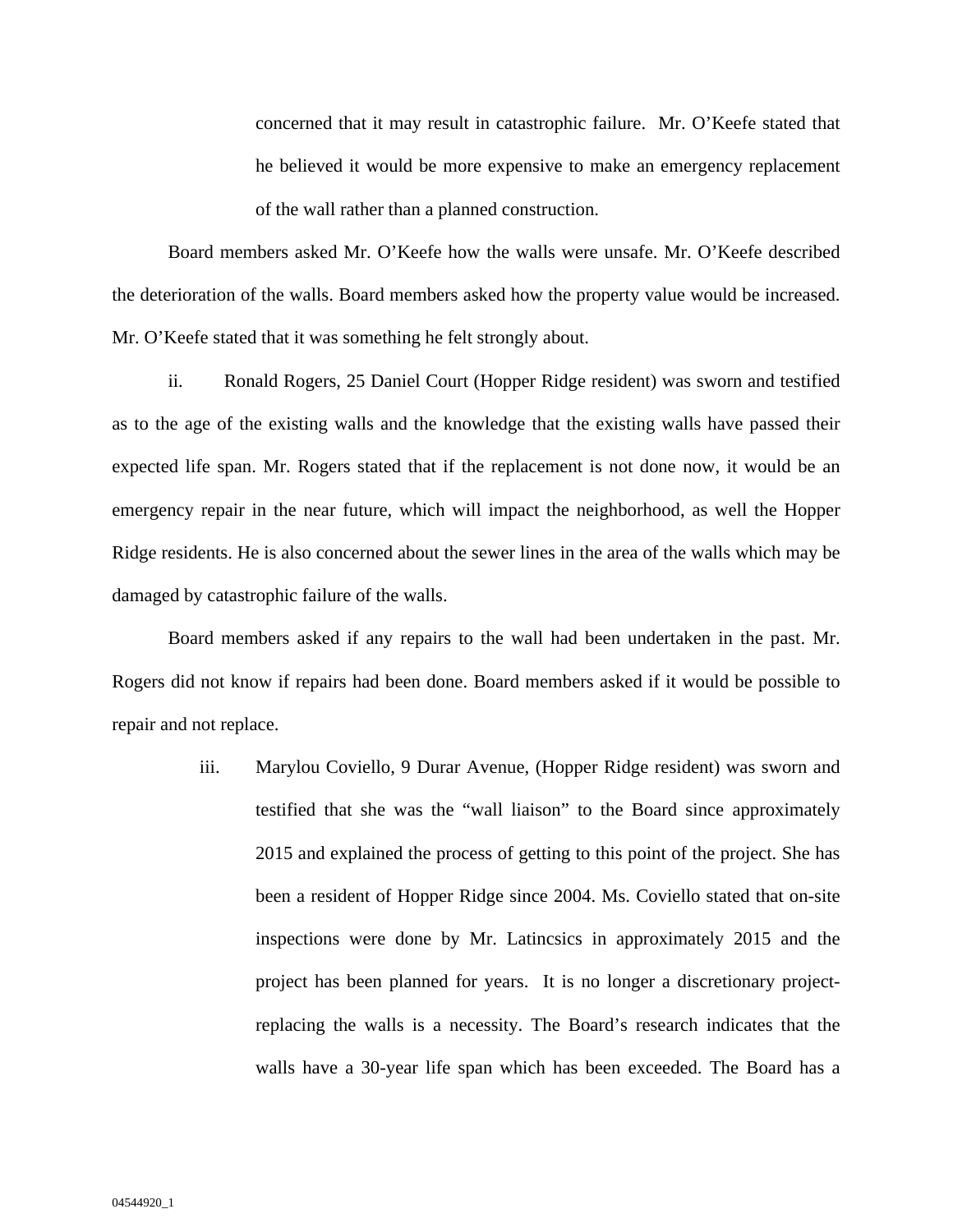concerned that it may result in catastrophic failure. Mr. O'Keefe stated that he believed it would be more expensive to make an emergency replacement of the wall rather than a planned construction.

Board members asked Mr. O'Keefe how the walls were unsafe. Mr. O'Keefe described the deterioration of the walls. Board members asked how the property value would be increased. Mr. O'Keefe stated that it was something he felt strongly about.

ii. Ronald Rogers, 25 Daniel Court (Hopper Ridge resident) was sworn and testified as to the age of the existing walls and the knowledge that the existing walls have passed their expected life span. Mr. Rogers stated that if the replacement is not done now, it would be an emergency repair in the near future, which will impact the neighborhood, as well the Hopper Ridge residents. He is also concerned about the sewer lines in the area of the walls which may be damaged by catastrophic failure of the walls.

Board members asked if any repairs to the wall had been undertaken in the past. Mr. Rogers did not know if repairs had been done. Board members asked if it would be possible to repair and not replace.

iii. Marylou Coviello, 9 Durar Avenue, (Hopper Ridge resident) was sworn and testified that she was the "wall liaison" to the Board since approximately 2015 and explained the process of getting to this point of the project. She has been a resident of Hopper Ridge since 2004. Ms. Coviello stated that on-site inspections were done by Mr. Latincsics in approximately 2015 and the project has been planned for years. It is no longer a discretionary project-replacing the walls is a necessity. The Board's research indicates that the walls have a 30-year life span which has been exceeded. The Board has a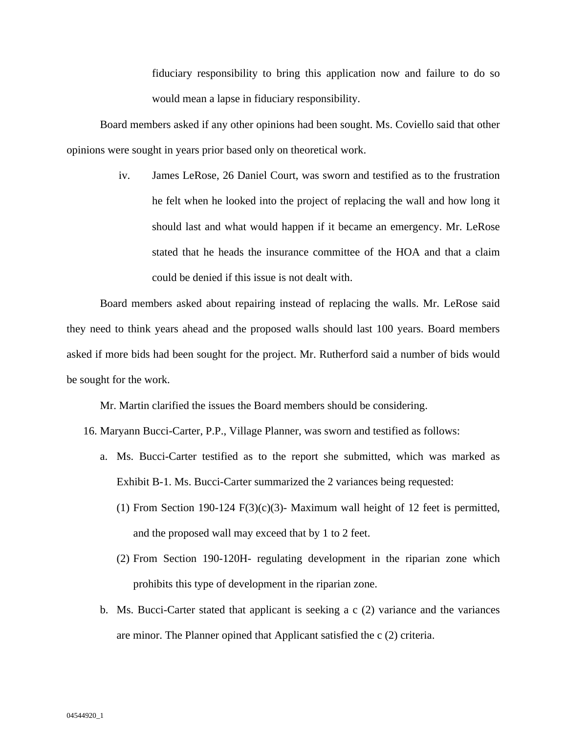fiduciary responsibility to bring this application now and failure to do so would mean a lapse in fiduciary responsibility.

Board members asked if any other opinions had been sought. Ms. Coviello said that other opinions were sought in years prior based only on theoretical work.

iv. James LeRose, 26 Daniel Court, was sworn and testified as to the frustration he felt when he looked into the project of replacing the wall and how long it should last and what would happen if it became an emergency. Mr. LeRose stated that he heads the insurance committee of the HOA and that a claim could be denied if this issue is not dealt with.

Board members asked about repairing instead of replacing the walls. Mr. LeRose said they need to think years ahead and the proposed walls should last 100 years. Board members asked if more bids had been sought for the project. Mr. Rutherford said a number of bids would be sought for the work.

Mr. Martin clarified the issues the Board members should be considering.

16. Maryann Bucci-Carter, P.P., Village Planner, was sworn and testified as follows:
    a. Ms. Bucci-Carter testified as to the report she submitted, which was marked as Exhibit B-1. Ms. Bucci-Carter summarized the 2 variances being requested:
        (1) From Section 190-124 F(3)(c)(3)- Maximum wall height of 12 feet is permitted, and the proposed wall may exceed that by 1 to 2 feet.
        (2) From Section 190-120H- regulating development in the riparian zone which prohibits this type of development in the riparian zone.
    b. Ms. Bucci-Carter stated that applicant is seeking a c (2) variance and the variances are minor. The Planner opined that Applicant satisfied the c (2) criteria.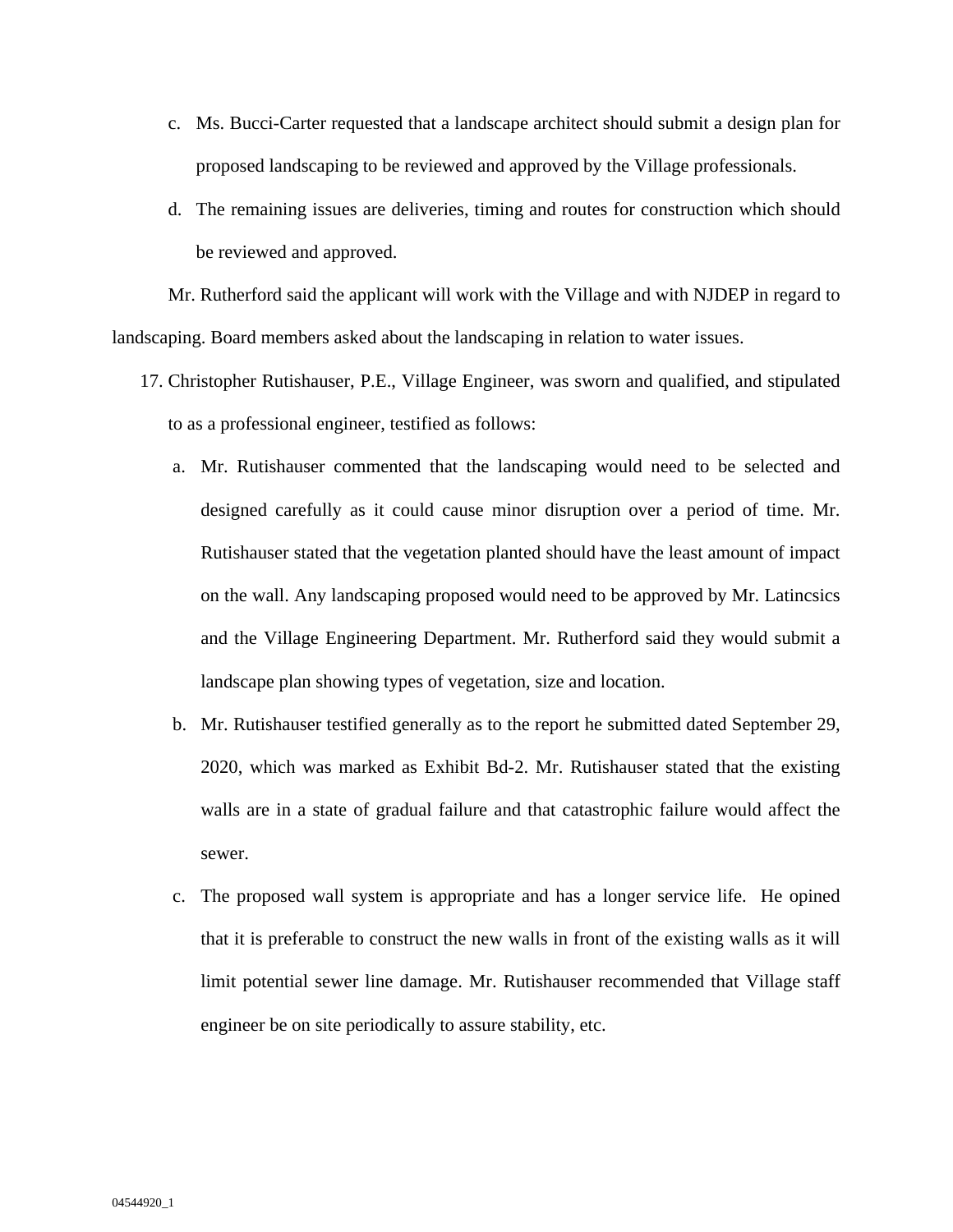c. Ms. Bucci-Carter requested that a landscape architect should submit a design plan for proposed landscaping to be reviewed and approved by the Village professionals.

d. The remaining issues are deliveries, timing and routes for construction which should be reviewed and approved.

Mr. Rutherford said the applicant will work with the Village and with NJDEP in regard to landscaping. Board members asked about the landscaping in relation to water issues.

17. Christopher Rutishauser, P.E., Village Engineer, was sworn and qualified, and stipulated to as a professional engineer, testified as follows:

    a. Mr. Rutishauser commented that the landscaping would need to be selected and designed carefully as it could cause minor disruption over a period of time. Mr. Rutishauser stated that the vegetation planted should have the least amount of impact on the wall. Any landscaping proposed would need to be approved by Mr. Latincsics and the Village Engineering Department. Mr. Rutherford said they would submit a landscape plan showing types of vegetation, size and location.

    b. Mr. Rutishauser testified generally as to the report he submitted dated September 29, 2020, which was marked as Exhibit Bd-2. Mr. Rutishauser stated that the existing walls are in a state of gradual failure and that catastrophic failure would affect the sewer.

    c. The proposed wall system is appropriate and has a longer service life. He opined that it is preferable to construct the new walls in front of the existing walls as it will limit potential sewer line damage. Mr. Rutishauser recommended that Village staff engineer be on site periodically to assure stability, etc.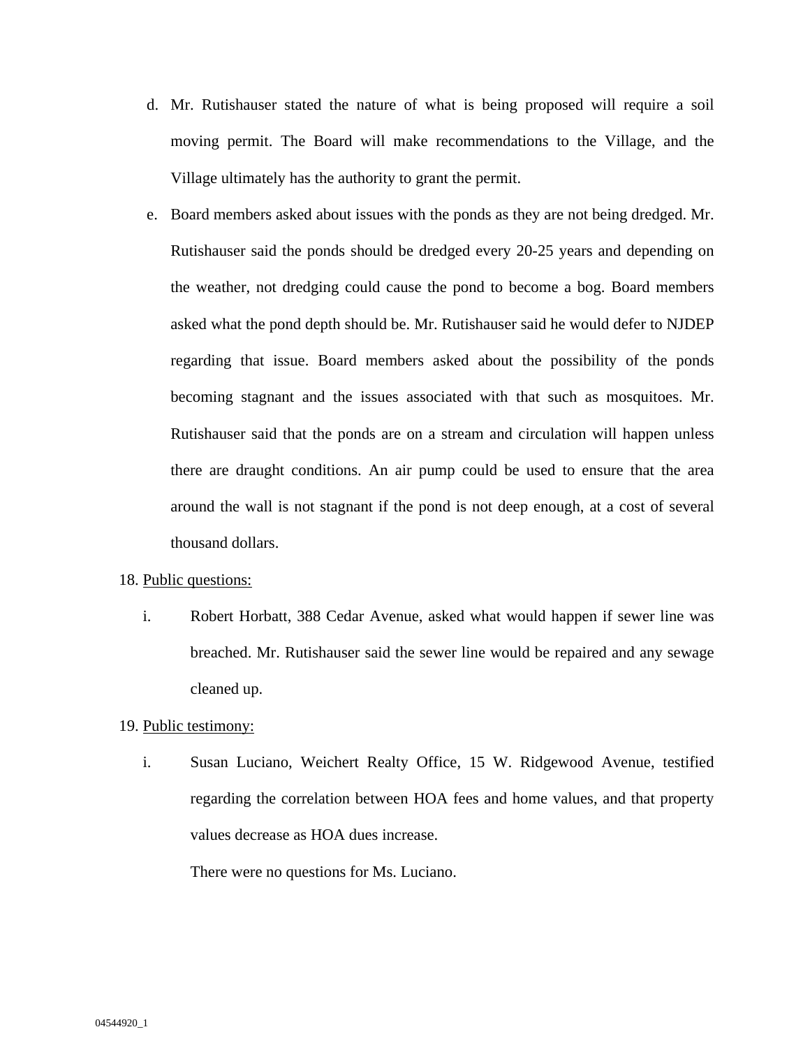d. Mr. Rutishauser stated the nature of what is being proposed will require a soil moving permit. The Board will make recommendations to the Village, and the Village ultimately has the authority to grant the permit.

e. Board members asked about issues with the ponds as they are not being dredged. Mr. Rutishauser said the ponds should be dredged every 20-25 years and depending on the weather, not dredging could cause the pond to become a bog. Board members asked what the pond depth should be. Mr. Rutishauser said he would defer to NJDEP regarding that issue. Board members asked about the possibility of the ponds becoming stagnant and the issues associated with that such as mosquitoes. Mr. Rutishauser said that the ponds are on a stream and circulation will happen unless there are draught conditions. An air pump could be used to ensure that the area around the wall is not stagnant if the pond is not deep enough, at a cost of several thousand dollars.

18. <u>Public questions:</u>

    i. Robert Horbatt, 388 Cedar Avenue, asked what would happen if sewer line was breached. Mr. Rutishauser said the sewer line would be repaired and any sewage cleaned up.

19. <u>Public testimony:</u>

    i. Susan Luciano, Weichert Realty Office, 15 W. Ridgewood Avenue, testified regarding the correlation between HOA fees and home values, and that property values decrease as HOA dues increase.

       There were no questions for Ms. Luciano.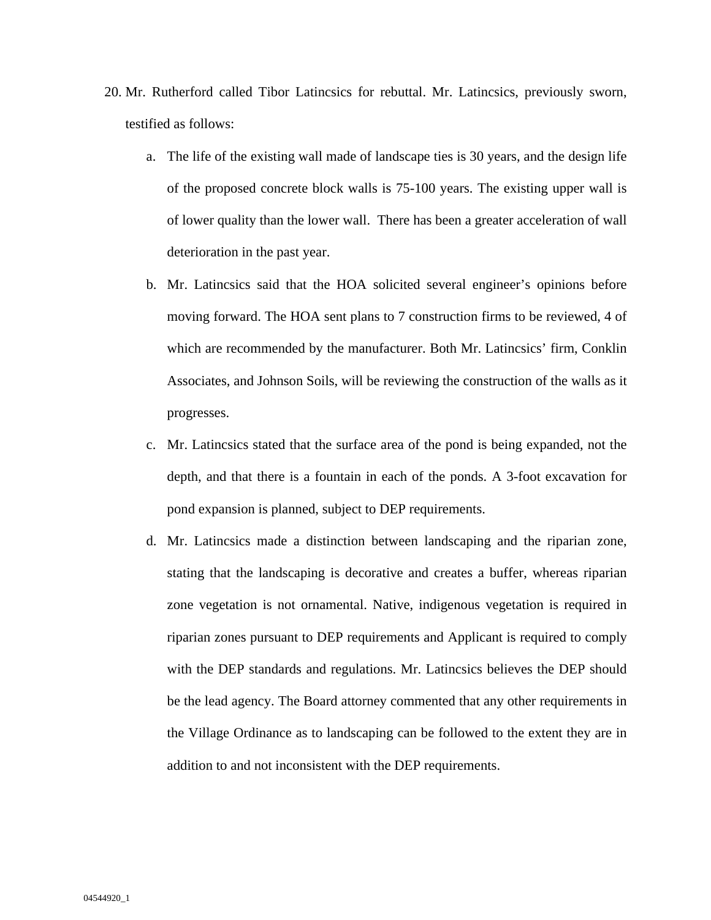20. Mr. Rutherford called Tibor Latincsics for rebuttal. Mr. Latincsics, previously sworn, testified as follows:

    a. The life of the existing wall made of landscape ties is 30 years, and the design life of the proposed concrete block walls is 75-100 years. The existing upper wall is of lower quality than the lower wall. There has been a greater acceleration of wall deterioration in the past year.

    b. Mr. Latincsics said that the HOA solicited several engineer's opinions before moving forward. The HOA sent plans to 7 construction firms to be reviewed, 4 of which are recommended by the manufacturer. Both Mr. Latincsics' firm, Conklin Associates, and Johnson Soils, will be reviewing the construction of the walls as it progresses.

    c. Mr. Latincsics stated that the surface area of the pond is being expanded, not the depth, and that there is a fountain in each of the ponds. A 3-foot excavation for pond expansion is planned, subject to DEP requirements.

    d. Mr. Latincsics made a distinction between landscaping and the riparian zone, stating that the landscaping is decorative and creates a buffer, whereas riparian zone vegetation is not ornamental. Native, indigenous vegetation is required in riparian zones pursuant to DEP requirements and Applicant is required to comply with the DEP standards and regulations. Mr. Latincsics believes the DEP should be the lead agency. The Board attorney commented that any other requirements in the Village Ordinance as to landscaping can be followed to the extent they are in addition to and not inconsistent with the DEP requirements.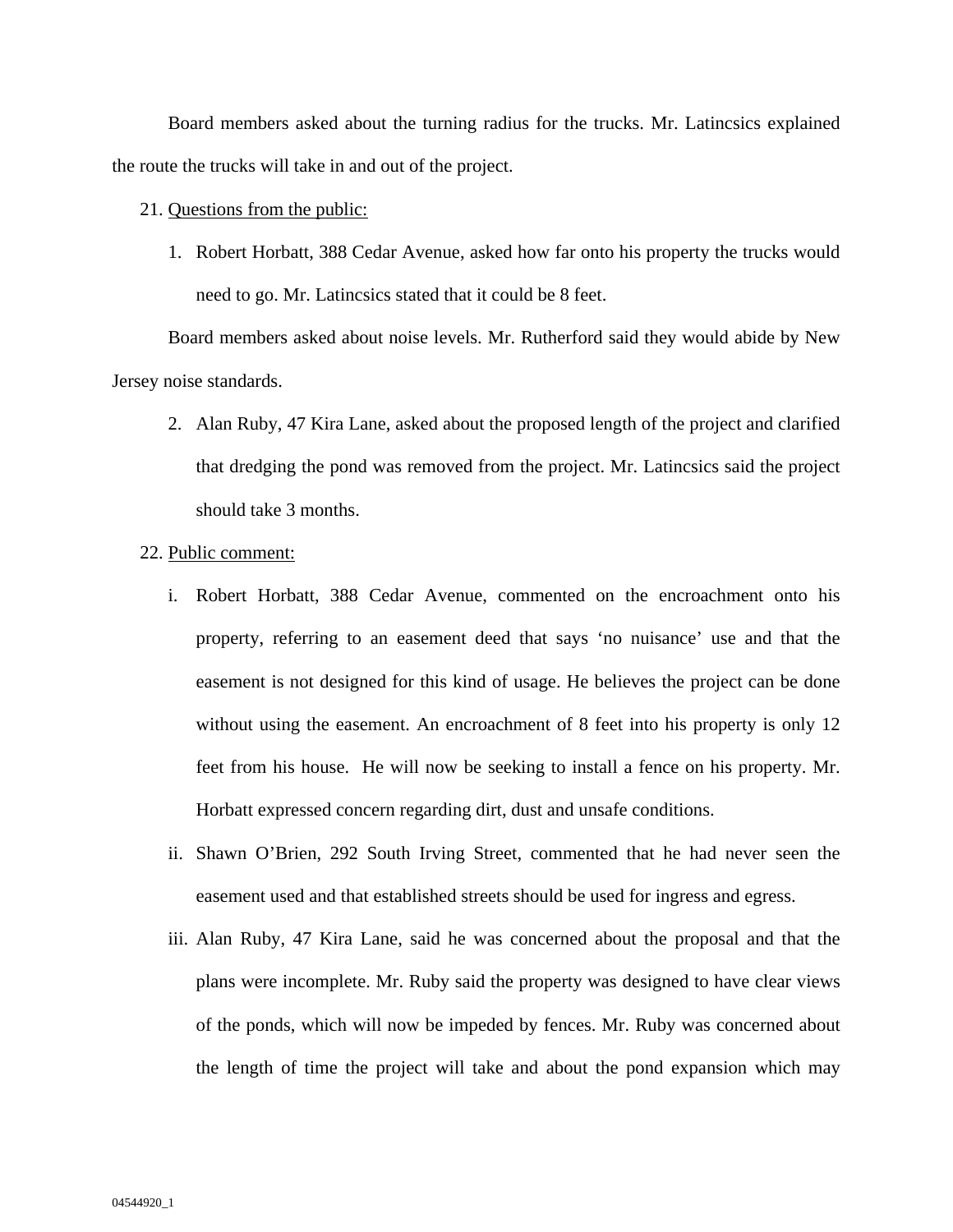Board members asked about the turning radius for the trucks. Mr. Latincsics explained the route the trucks will take in and out of the project.

21. Questions from the public:

    1. Robert Horbatt, 388 Cedar Avenue, asked how far onto his property the trucks would need to go. Mr. Latincsics stated that it could be 8 feet.

Board members asked about noise levels. Mr. Rutherford said they would abide by New Jersey noise standards.

    2. Alan Ruby, 47 Kira Lane, asked about the proposed length of the project and clarified that dredging the pond was removed from the project. Mr. Latincsics said the project should take 3 months.

22. Public comment:

    i. Robert Horbatt, 388 Cedar Avenue, commented on the encroachment onto his property, referring to an easement deed that says 'no nuisance' use and that the easement is not designed for this kind of usage. He believes the project can be done without using the easement. An encroachment of 8 feet into his property is only 12 feet from his house. He will now be seeking to install a fence on his property. Mr. Horbatt expressed concern regarding dirt, dust and unsafe conditions.

    ii. Shawn O'Brien, 292 South Irving Street, commented that he had never seen the easement used and that established streets should be used for ingress and egress.

    iii. Alan Ruby, 47 Kira Lane, said he was concerned about the proposal and that the plans were incomplete. Mr. Ruby said the property was designed to have clear views of the ponds, which will now be impeded by fences. Mr. Ruby was concerned about the length of time the project will take and about the pond expansion which may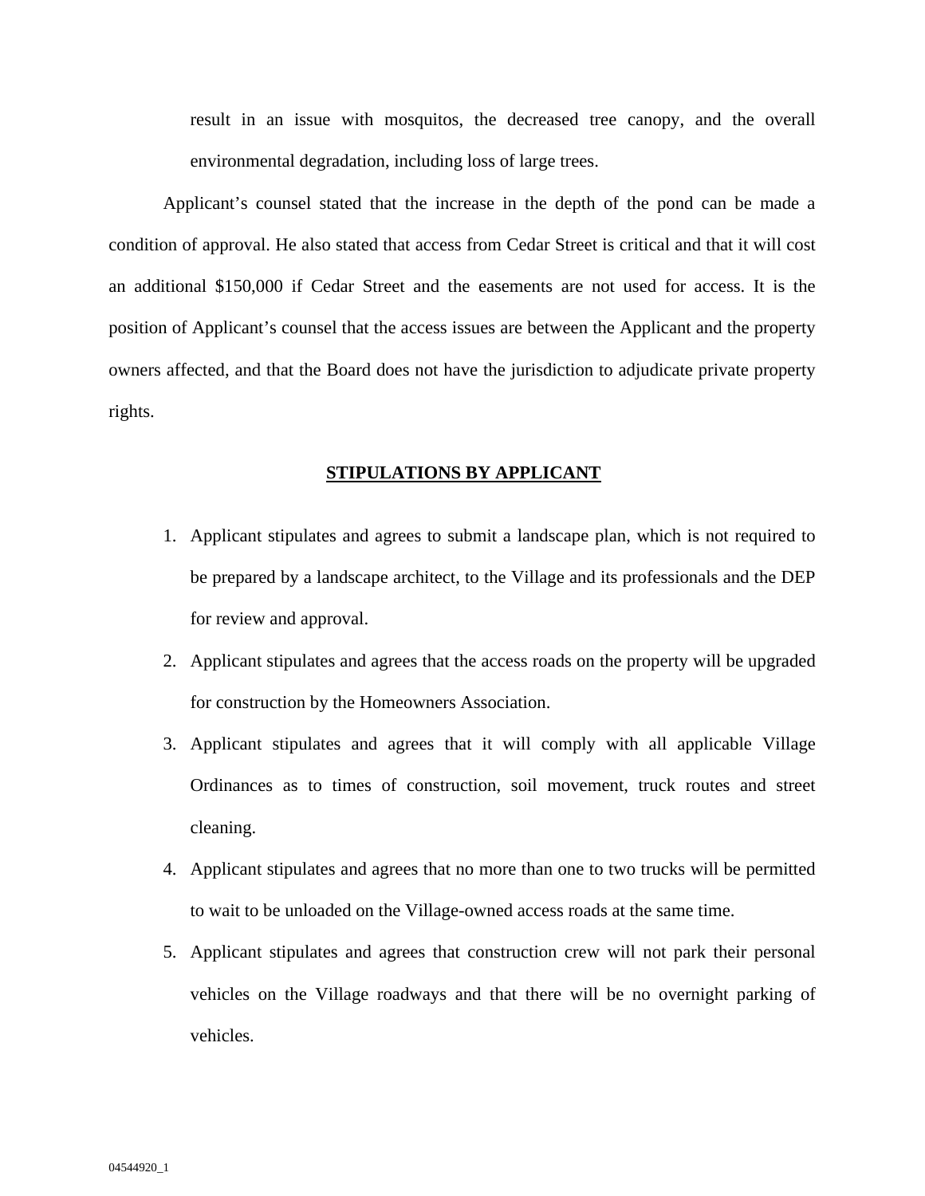result in an issue with mosquitos, the decreased tree canopy, and the overall environmental degradation, including loss of large trees.

Applicant's counsel stated that the increase in the depth of the pond can be made a condition of approval. He also stated that access from Cedar Street is critical and that it will cost an additional $150,000 if Cedar Street and the easements are not used for access. It is the position of Applicant's counsel that the access issues are between the Applicant and the property owners affected, and that the Board does not have the jurisdiction to adjudicate private property rights.

## STIPULATIONS BY APPLICANT

1. Applicant stipulates and agrees to submit a landscape plan, which is not required to be prepared by a landscape architect, to the Village and its professionals and the DEP for review and approval.
2. Applicant stipulates and agrees that the access roads on the property will be upgraded for construction by the Homeowners Association.
3. Applicant stipulates and agrees that it will comply with all applicable Village Ordinances as to times of construction, soil movement, truck routes and street cleaning.
4. Applicant stipulates and agrees that no more than one to two trucks will be permitted to wait to be unloaded on the Village-owned access roads at the same time.
5. Applicant stipulates and agrees that construction crew will not park their personal vehicles on the Village roadways and that there will be no overnight parking of vehicles.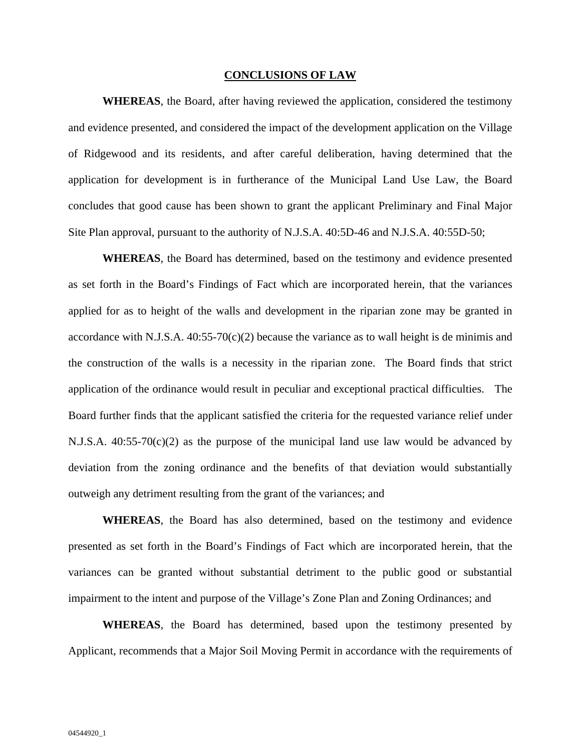## CONCLUSIONS OF LAW

**WHEREAS**, the Board, after having reviewed the application, considered the testimony and evidence presented, and considered the impact of the development application on the Village of Ridgewood and its residents, and after careful deliberation, having determined that the application for development is in furtherance of the Municipal Land Use Law, the Board concludes that good cause has been shown to grant the applicant Preliminary and Final Major Site Plan approval, pursuant to the authority of N.J.S.A. 40:5D-46 and N.J.S.A. 40:55D-50;

**WHEREAS**, the Board has determined, based on the testimony and evidence presented as set forth in the Board's Findings of Fact which are incorporated herein, that the variances applied for as to height of the walls and development in the riparian zone may be granted in accordance with N.J.S.A. 40:55-70(c)(2) because the variance as to wall height is de minimis and the construction of the walls is a necessity in the riparian zone. The Board finds that strict application of the ordinance would result in peculiar and exceptional practical difficulties. The Board further finds that the applicant satisfied the criteria for the requested variance relief under N.J.S.A. 40:55-70(c)(2) as the purpose of the municipal land use law would be advanced by deviation from the zoning ordinance and the benefits of that deviation would substantially outweigh any detriment resulting from the grant of the variances; and

**WHEREAS**, the Board has also determined, based on the testimony and evidence presented as set forth in the Board's Findings of Fact which are incorporated herein, that the variances can be granted without substantial detriment to the public good or substantial impairment to the intent and purpose of the Village's Zone Plan and Zoning Ordinances; and

**WHEREAS**, the Board has determined, based upon the testimony presented by Applicant, recommends that a Major Soil Moving Permit in accordance with the requirements of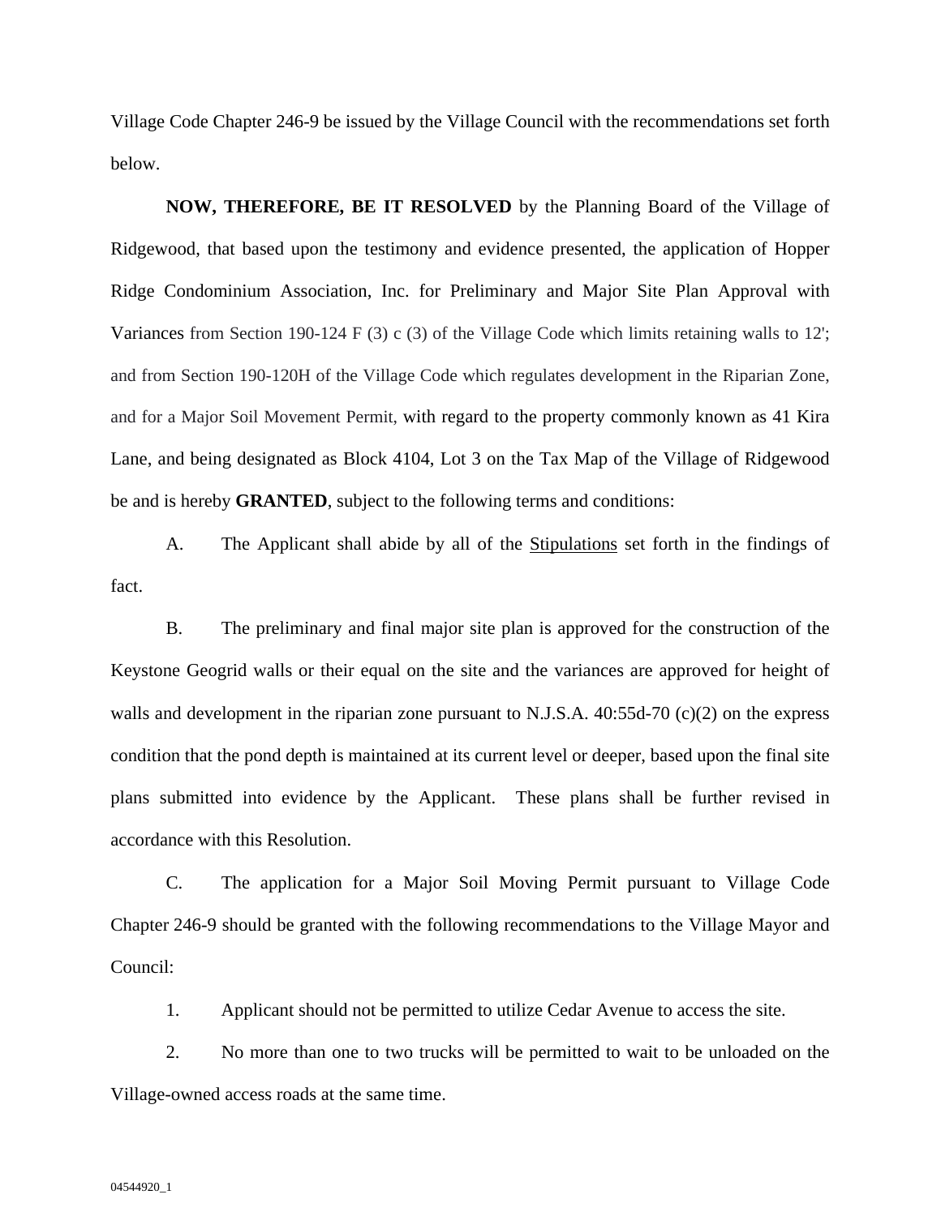Village Code Chapter 246-9 be issued by the Village Council with the recommendations set forth below.

**NOW, THEREFORE, BE IT RESOLVED** by the Planning Board of the Village of Ridgewood, that based upon the testimony and evidence presented, the application of Hopper Ridge Condominium Association, Inc. for Preliminary and Major Site Plan Approval with Variances from Section 190-124 F (3) c (3) of the Village Code which limits retaining walls to 12'; and from Section 190-120H of the Village Code which regulates development in the Riparian Zone, and for a Major Soil Movement Permit, with regard to the property commonly known as 41 Kira Lane, and being designated as Block 4104, Lot 3 on the Tax Map of the Village of Ridgewood be and is hereby **GRANTED**, subject to the following terms and conditions:

A. The Applicant shall abide by all of the Stipulations set forth in the findings of fact.

B. The preliminary and final major site plan is approved for the construction of the Keystone Geogrid walls or their equal on the site and the variances are approved for height of walls and development in the riparian zone pursuant to N.J.S.A. 40:55d-70 (c)(2) on the express condition that the pond depth is maintained at its current level or deeper, based upon the final site plans submitted into evidence by the Applicant. These plans shall be further revised in accordance with this Resolution.

C. The application for a Major Soil Moving Permit pursuant to Village Code Chapter 246-9 should be granted with the following recommendations to the Village Mayor and Council:

1. Applicant should not be permitted to utilize Cedar Avenue to access the site.

2. No more than one to two trucks will be permitted to wait to be unloaded on the Village-owned access roads at the same time.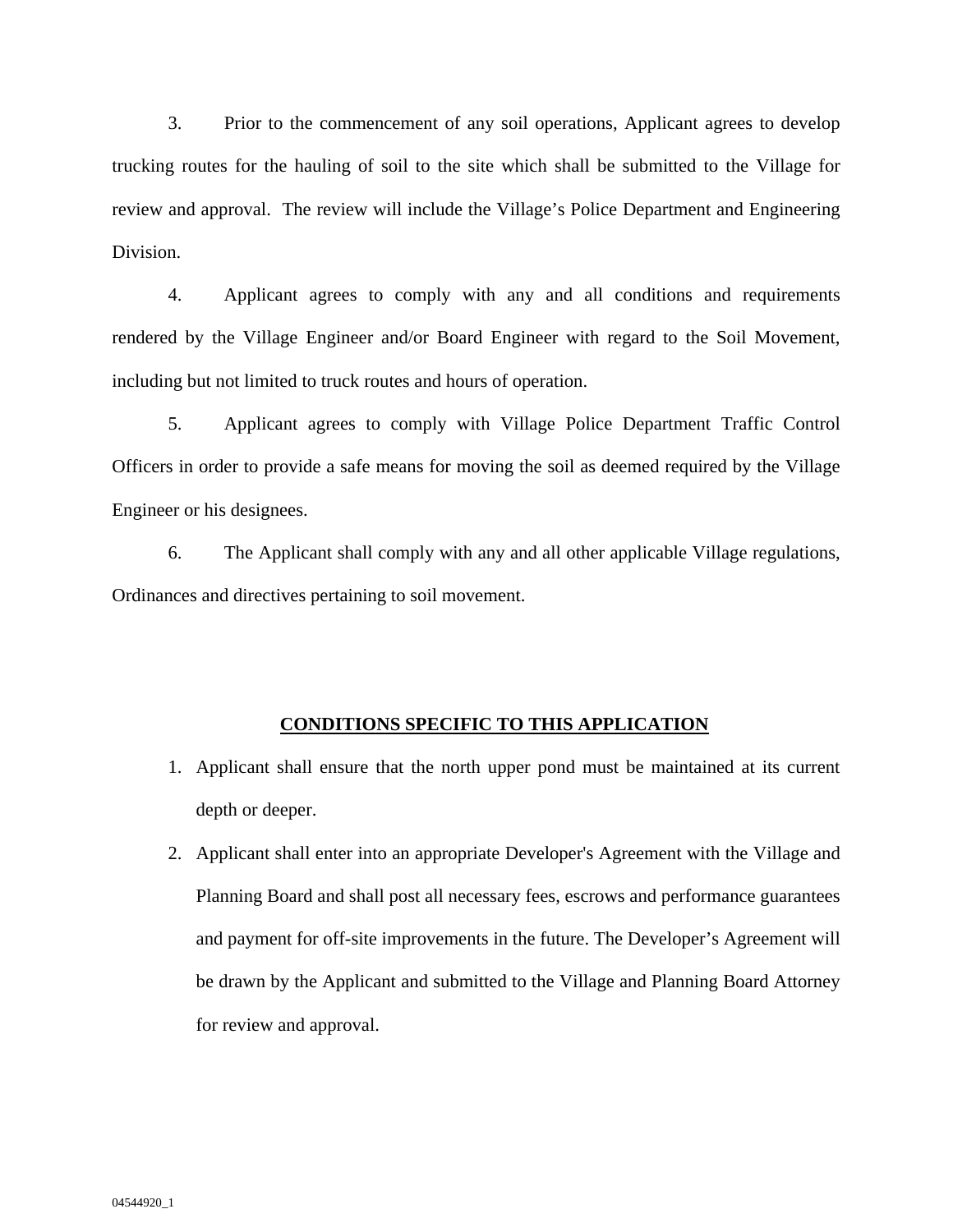3. Prior to the commencement of any soil operations, Applicant agrees to develop trucking routes for the hauling of soil to the site which shall be submitted to the Village for review and approval. The review will include the Village's Police Department and Engineering Division.

4. Applicant agrees to comply with any and all conditions and requirements rendered by the Village Engineer and/or Board Engineer with regard to the Soil Movement, including but not limited to truck routes and hours of operation.

5. Applicant agrees to comply with Village Police Department Traffic Control Officers in order to provide a safe means for moving the soil as deemed required by the Village Engineer or his designees.

6. The Applicant shall comply with any and all other applicable Village regulations, Ordinances and directives pertaining to soil movement.

## CONDITIONS SPECIFIC TO THIS APPLICATION

1. Applicant shall ensure that the north upper pond must be maintained at its current depth or deeper.
2. Applicant shall enter into an appropriate Developer's Agreement with the Village and Planning Board and shall post all necessary fees, escrows and performance guarantees and payment for off-site improvements in the future. The Developer's Agreement will be drawn by the Applicant and submitted to the Village and Planning Board Attorney for review and approval.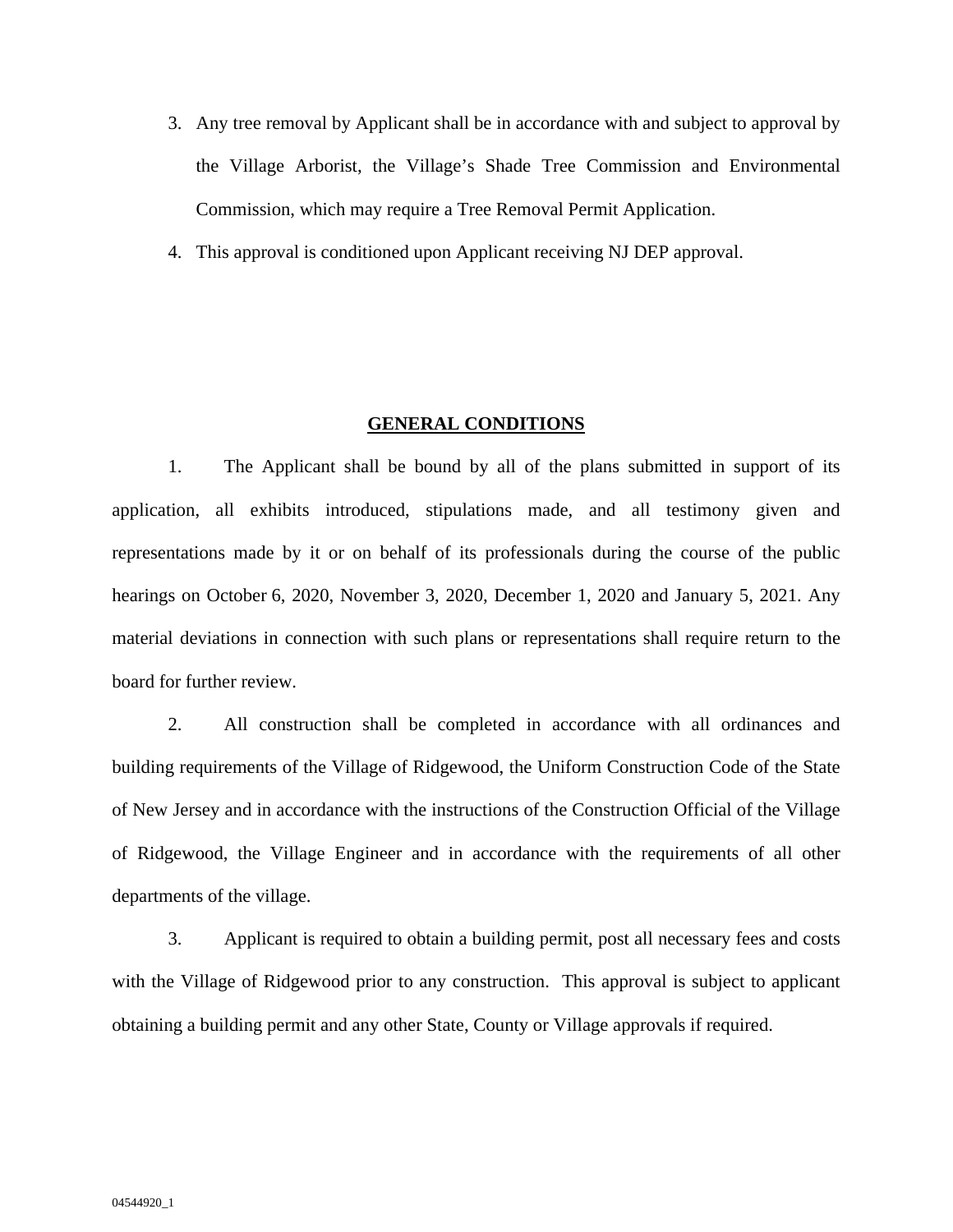3. Any tree removal by Applicant shall be in accordance with and subject to approval by the Village Arborist, the Village's Shade Tree Commission and Environmental Commission, which may require a Tree Removal Permit Application.
4. This approval is conditioned upon Applicant receiving NJ DEP approval.

## GENERAL CONDITIONS

1. The Applicant shall be bound by all of the plans submitted in support of its application, all exhibits introduced, stipulations made, and all testimony given and representations made by it or on behalf of its professionals during the course of the public hearings on October 6, 2020, November 3, 2020, December 1, 2020 and January 5, 2021. Any material deviations in connection with such plans or representations shall require return to the board for further review.

2. All construction shall be completed in accordance with all ordinances and building requirements of the Village of Ridgewood, the Uniform Construction Code of the State of New Jersey and in accordance with the instructions of the Construction Official of the Village of Ridgewood, the Village Engineer and in accordance with the requirements of all other departments of the village.

3. Applicant is required to obtain a building permit, post all necessary fees and costs with the Village of Ridgewood prior to any construction. This approval is subject to applicant obtaining a building permit and any other State, County or Village approvals if required.

04544920_1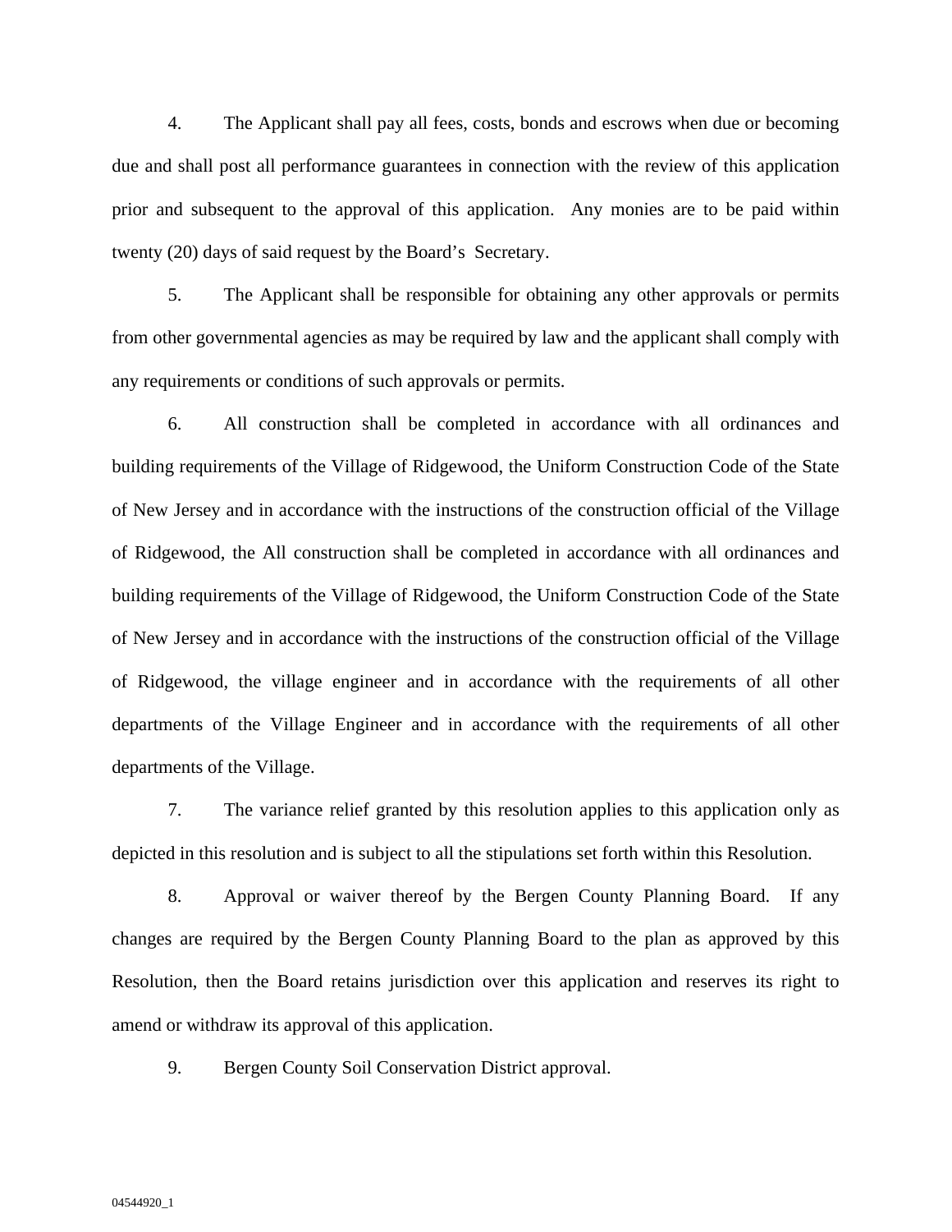4. The Applicant shall pay all fees, costs, bonds and escrows when due or becoming due and shall post all performance guarantees in connection with the review of this application prior and subsequent to the approval of this application. Any monies are to be paid within twenty (20) days of said request by the Board's Secretary.

5. The Applicant shall be responsible for obtaining any other approvals or permits from other governmental agencies as may be required by law and the applicant shall comply with any requirements or conditions of such approvals or permits.

6. All construction shall be completed in accordance with all ordinances and building requirements of the Village of Ridgewood, the Uniform Construction Code of the State of New Jersey and in accordance with the instructions of the construction official of the Village of Ridgewood, the All construction shall be completed in accordance with all ordinances and building requirements of the Village of Ridgewood, the Uniform Construction Code of the State of New Jersey and in accordance with the instructions of the construction official of the Village of Ridgewood, the village engineer and in accordance with the requirements of all other departments of the Village Engineer and in accordance with the requirements of all other departments of the Village.

7. The variance relief granted by this resolution applies to this application only as depicted in this resolution and is subject to all the stipulations set forth within this Resolution.

8. Approval or waiver thereof by the Bergen County Planning Board. If any changes are required by the Bergen County Planning Board to the plan as approved by this Resolution, then the Board retains jurisdiction over this application and reserves its right to amend or withdraw its approval of this application.

9. Bergen County Soil Conservation District approval.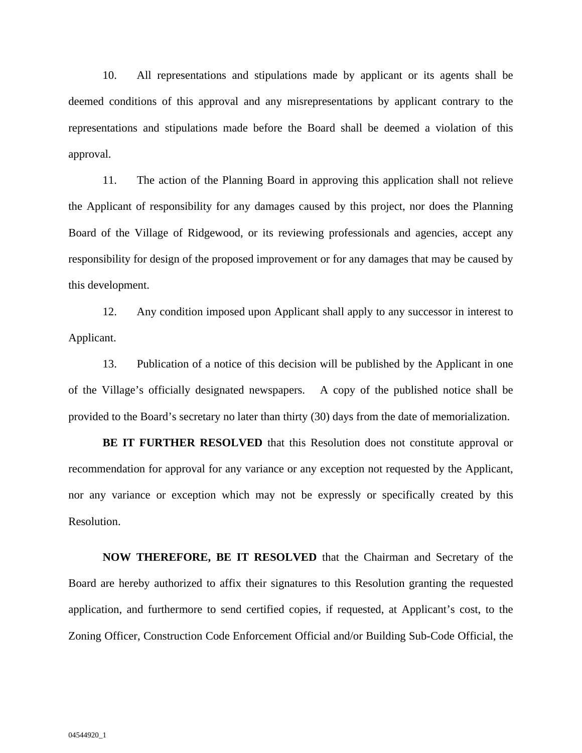10. All representations and stipulations made by applicant or its agents shall be deemed conditions of this approval and any misrepresentations by applicant contrary to the representations and stipulations made before the Board shall be deemed a violation of this approval.

11. The action of the Planning Board in approving this application shall not relieve the Applicant of responsibility for any damages caused by this project, nor does the Planning Board of the Village of Ridgewood, or its reviewing professionals and agencies, accept any responsibility for design of the proposed improvement or for any damages that may be caused by this development.

12. Any condition imposed upon Applicant shall apply to any successor in interest to Applicant.

13. Publication of a notice of this decision will be published by the Applicant in one of the Village's officially designated newspapers. A copy of the published notice shall be provided to the Board's secretary no later than thirty (30) days from the date of memorialization.

**BE IT FURTHER RESOLVED** that this Resolution does not constitute approval or recommendation for approval for any variance or any exception not requested by the Applicant, nor any variance or exception which may not be expressly or specifically created by this Resolution.

**NOW THEREFORE, BE IT RESOLVED** that the Chairman and Secretary of the Board are hereby authorized to affix their signatures to this Resolution granting the requested application, and furthermore to send certified copies, if requested, at Applicant's cost, to the Zoning Officer, Construction Code Enforcement Official and/or Building Sub-Code Official, the

04544920_1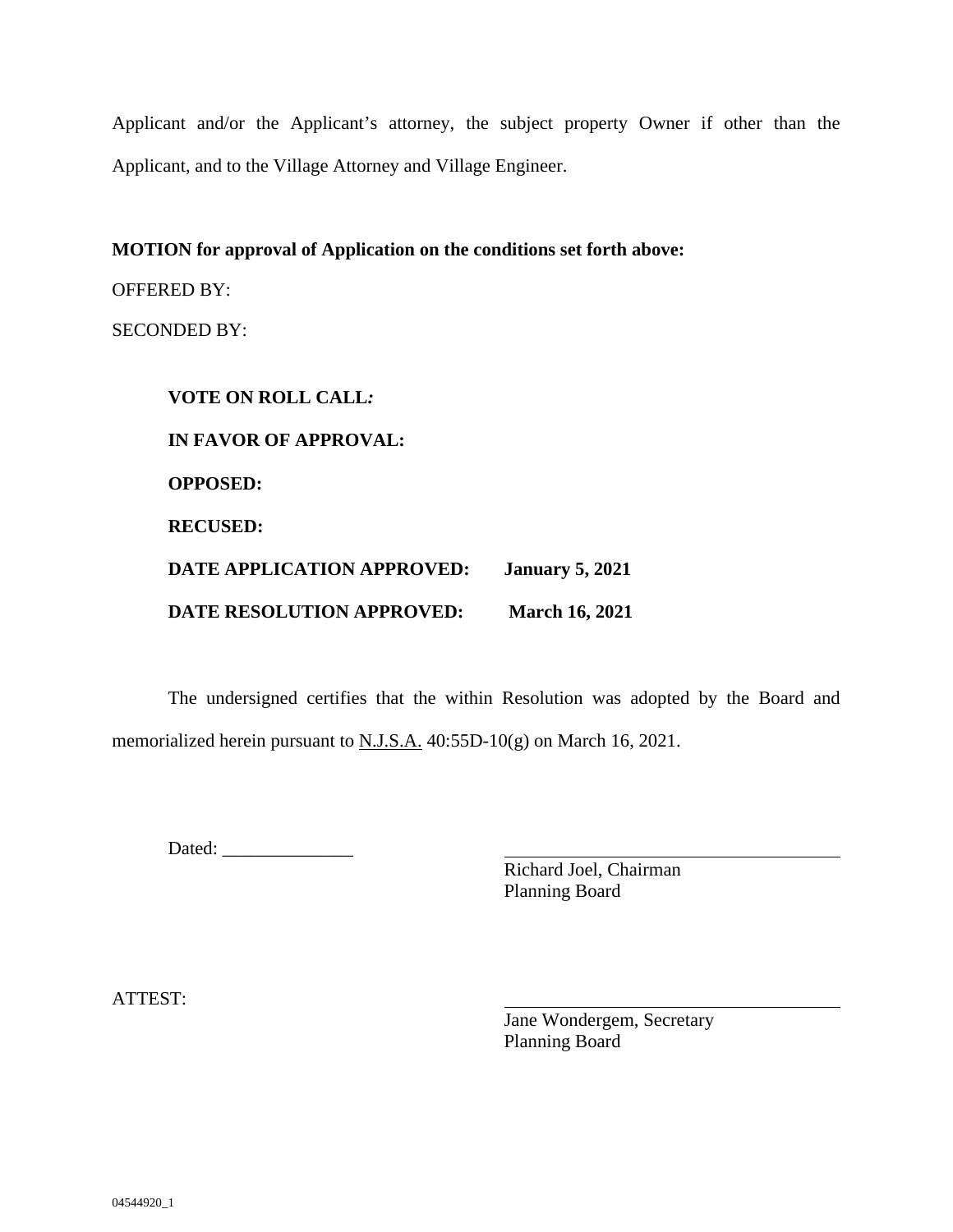Applicant and/or the Applicant's attorney, the subject property Owner if other than the Applicant, and to the Village Attorney and Village Engineer.

**MOTION for approval of Application on the conditions set forth above:**

OFFERED BY:

SECONDED BY:

**VOTE ON ROLL CALL*:***

**IN FAVOR OF APPROVAL:**

**OPPOSED:**

**RECUSED:**

**DATE APPLICATION APPROVED:** **January 5, 2021**

**DATE RESOLUTION APPROVED:** **March 16, 2021**

The undersigned certifies that the within Resolution was adopted by the Board and memorialized herein pursuant to N.J.S.A. 40:55D-10(g) on March 16, 2021.

Dated: ______________

\_\_\_\_\_\_\_\_\_\_\_\_\_\_\_\_\_\_\_\_\_\_\_\_\_\_\_\_\_\_\_\_\_\_\_\_\_\_
Richard Joel, Chairman
Planning Board

ATTEST:

\_\_\_\_\_\_\_\_\_\_\_\_\_\_\_\_\_\_\_\_\_\_\_\_\_\_\_\_\_\_\_\_\_\_\_\_\_\_
Jane Wondergem, Secretary
Planning Board

04544920_1